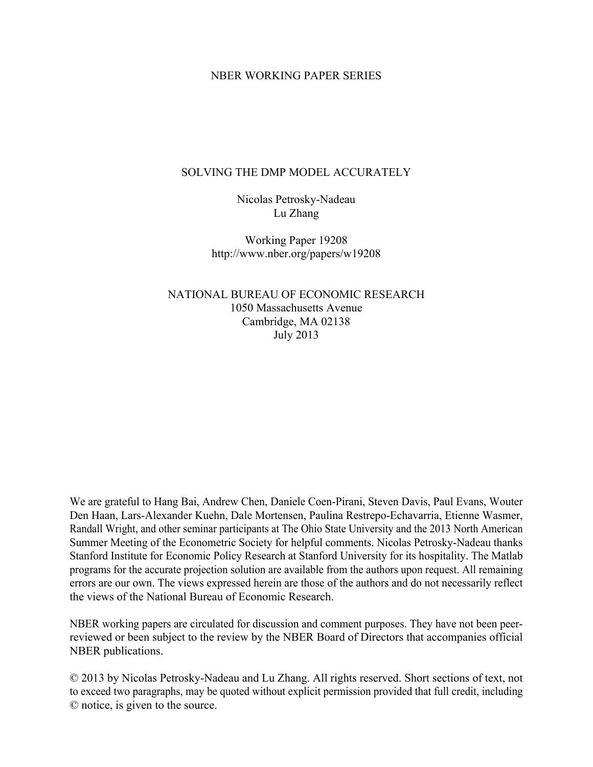NBER WORKING PAPER SERIES

# SOLVING THE DMP MODEL ACCURATELY

Nicolas Petrosky-Nadeau
Lu Zhang

Working Paper 19208
http://www.nber.org/papers/w19208

NATIONAL BUREAU OF ECONOMIC RESEARCH
1050 Massachusetts Avenue
Cambridge, MA 02138
July 2013

We are grateful to Hang Bai, Andrew Chen, Daniele Coen-Pirani, Steven Davis, Paul Evans, Wouter Den Haan, Lars-Alexander Kuehn, Dale Mortensen, Paulina Restrepo-Echavarria, Etienne Wasmer, Randall Wright, and other seminar participants at The Ohio State University and the 2013 North American Summer Meeting of the Econometric Society for helpful comments. Nicolas Petrosky-Nadeau thanks Stanford Institute for Economic Policy Research at Stanford University for its hospitality. The Matlab programs for the accurate projection solution are available from the authors upon request. All remaining errors are our own. The views expressed herein are those of the authors and do not necessarily reflect the views of the National Bureau of Economic Research.

NBER working papers are circulated for discussion and comment purposes. They have not been peer-reviewed or been subject to the review by the NBER Board of Directors that accompanies official NBER publications.

© 2013 by Nicolas Petrosky-Nadeau and Lu Zhang. All rights reserved. Short sections of text, not to exceed two paragraphs, may be quoted without explicit permission provided that full credit, including © notice, is given to the source.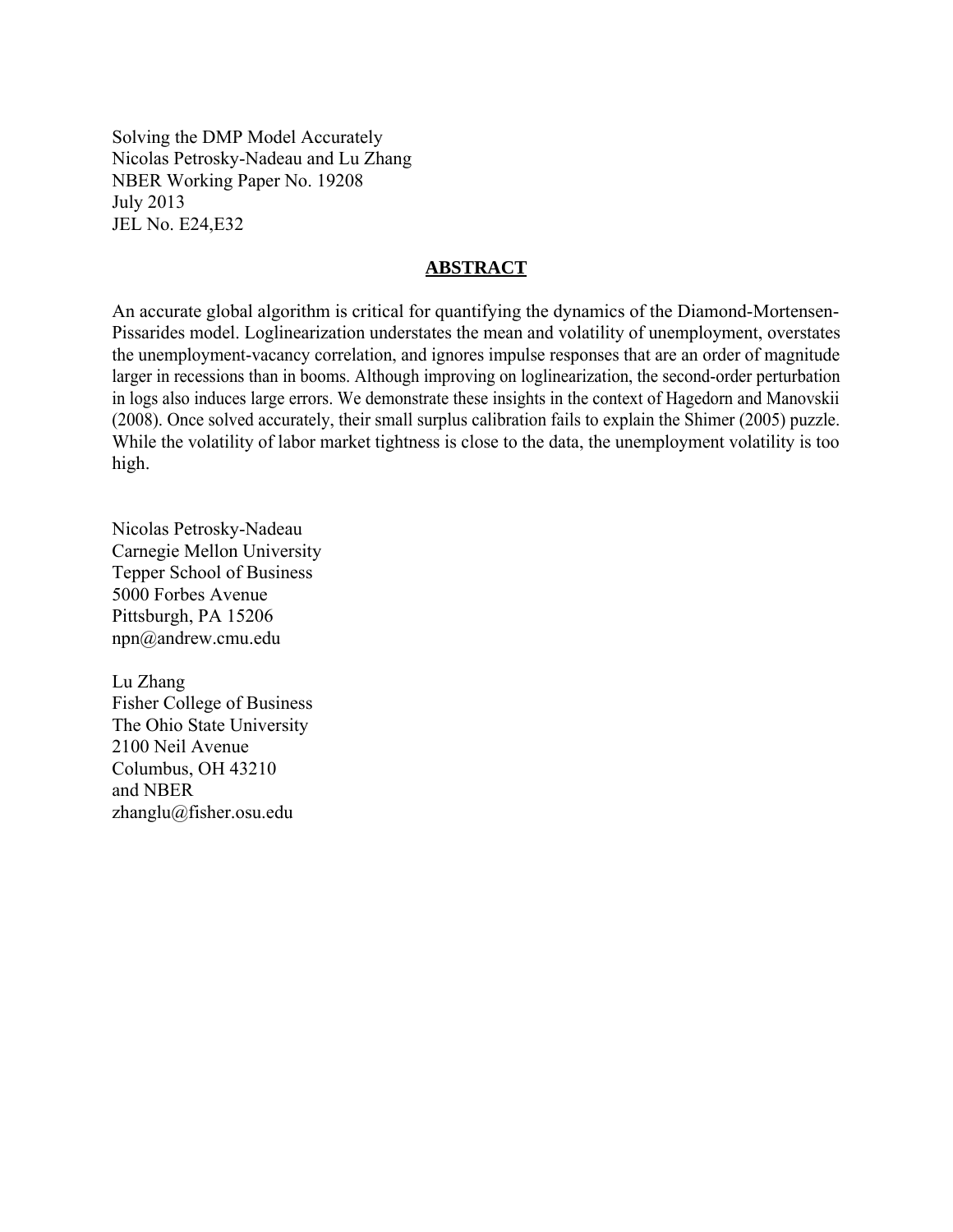Solving the DMP Model Accurately
Nicolas Petrosky-Nadeau and Lu Zhang
NBER Working Paper No. 19208
July 2013
JEL No. E24,E32

## ABSTRACT

An accurate global algorithm is critical for quantifying the dynamics of the Diamond-Mortensen-Pissarides model. Loglinearization understates the mean and volatility of unemployment, overstates the unemployment-vacancy correlation, and ignores impulse responses that are an order of magnitude larger in recessions than in booms. Although improving on loglinearization, the second-order perturbation in logs also induces large errors. We demonstrate these insights in the context of Hagedorn and Manovskii (2008). Once solved accurately, their small surplus calibration fails to explain the Shimer (2005) puzzle. While the volatility of labor market tightness is close to the data, the unemployment volatility is too high.

Nicolas Petrosky-Nadeau
Carnegie Mellon University
Tepper School of Business
5000 Forbes Avenue
Pittsburgh, PA 15206
npn@andrew.cmu.edu

Lu Zhang
Fisher College of Business
The Ohio State University
2100 Neil Avenue
Columbus, OH 43210
and NBER
zhanglu@fisher.osu.edu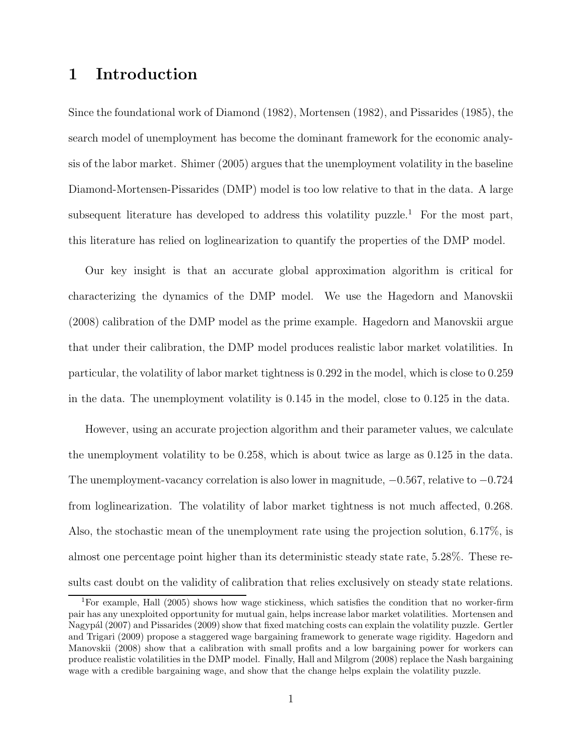# 1 Introduction

Since the foundational work of Diamond (1982), Mortensen (1982), and Pissarides (1985), the search model of unemployment has become the dominant framework for the economic analysis of the labor market. Shimer (2005) argues that the unemployment volatility in the baseline Diamond-Mortensen-Pissarides (DMP) model is too low relative to that in the data. A large subsequent literature has developed to address this volatility puzzle.[1] For the most part, this literature has relied on loglinearization to quantify the properties of the DMP model.

Our key insight is that an accurate global approximation algorithm is critical for characterizing the dynamics of the DMP model. We use the Hagedorn and Manovskii (2008) calibration of the DMP model as the prime example. Hagedorn and Manovskii argue that under their calibration, the DMP model produces realistic labor market volatilities. In particular, the volatility of labor market tightness is 0.292 in the model, which is close to 0.259 in the data. The unemployment volatility is 0.145 in the model, close to 0.125 in the data.

However, using an accurate projection algorithm and their parameter values, we calculate the unemployment volatility to be 0.258, which is about twice as large as 0.125 in the data. The unemployment-vacancy correlation is also lower in magnitude, $-0.567$, relative to $-0.724$ from loglinearization. The volatility of labor market tightness is not much affected, 0.268. Also, the stochastic mean of the unemployment rate using the projection solution, 6.17%, is almost one percentage point higher than its deterministic steady state rate, 5.28%. These results cast doubt on the validity of calibration that relies exclusively on steady state relations.

[1] For example, Hall (2005) shows how wage stickiness, which satisfies the condition that no worker-firm pair has any unexploited opportunity for mutual gain, helps increase labor market volatilities. Mortensen and Nagypál (2007) and Pissarides (2009) show that fixed matching costs can explain the volatility puzzle. Gertler and Trigari (2009) propose a staggered wage bargaining framework to generate wage rigidity. Hagedorn and Manovskii (2008) show that a calibration with small profits and a low bargaining power for workers can produce realistic volatilities in the DMP model. Finally, Hall and Milgrom (2008) replace the Nash bargaining wage with a credible bargaining wage, and show that the change helps explain the volatility puzzle.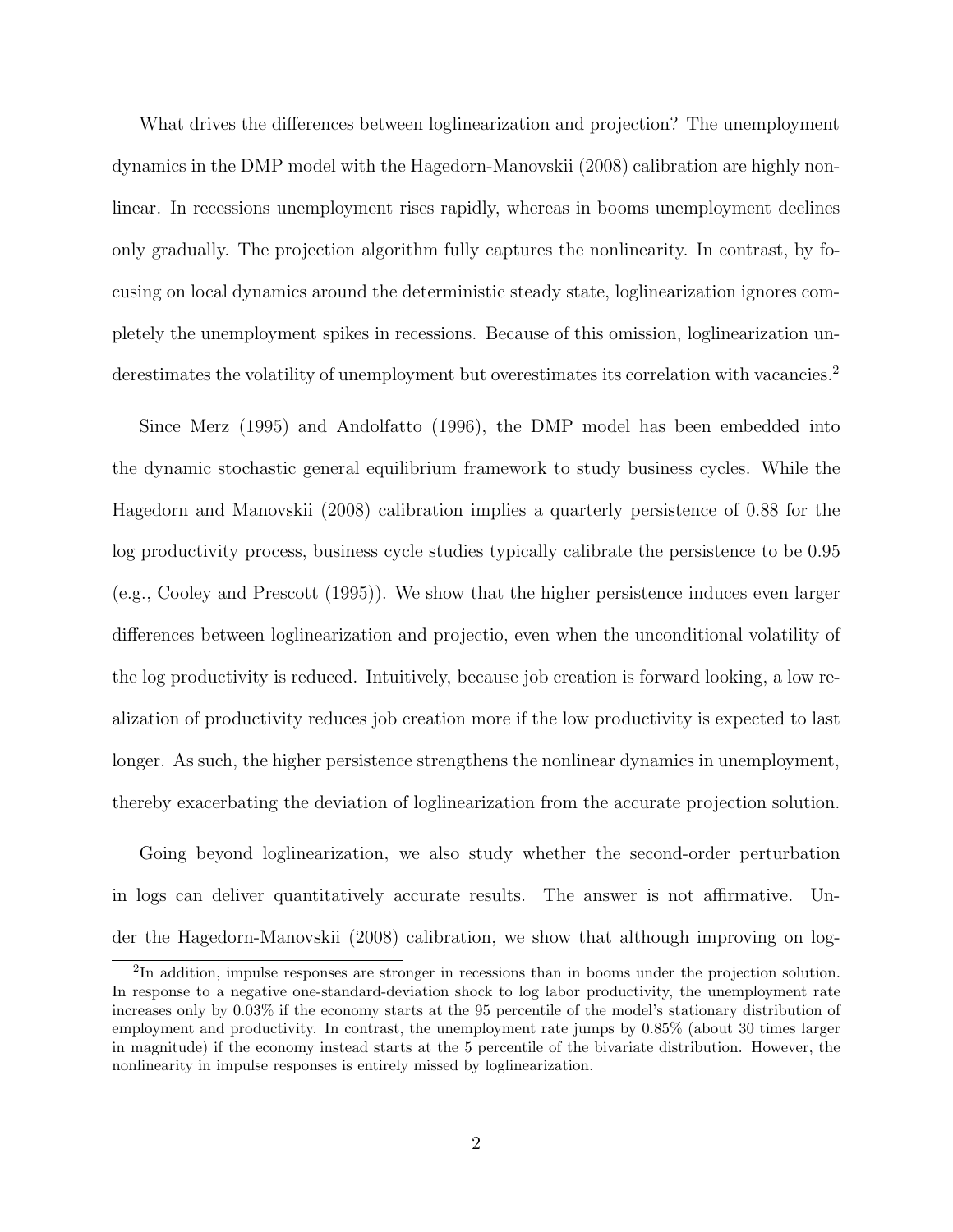What drives the differences between loglinearization and projection? The unemployment dynamics in the DMP model with the Hagedorn-Manovskii (2008) calibration are highly nonlinear. In recessions unemployment rises rapidly, whereas in booms unemployment declines only gradually. The projection algorithm fully captures the nonlinearity. In contrast, by focusing on local dynamics around the deterministic steady state, loglinearization ignores completely the unemployment spikes in recessions. Because of this omission, loglinearization underestimates the volatility of unemployment but overestimates its correlation with vacancies.[2]

Since Merz (1995) and Andolfatto (1996), the DMP model has been embedded into the dynamic stochastic general equilibrium framework to study business cycles. While the Hagedorn and Manovskii (2008) calibration implies a quarterly persistence of 0.88 for the log productivity process, business cycle studies typically calibrate the persistence to be 0.95 (e.g., Cooley and Prescott (1995)). We show that the higher persistence induces even larger differences between loglinearization and projectio, even when the unconditional volatility of the log productivity is reduced. Intuitively, because job creation is forward looking, a low realization of productivity reduces job creation more if the low productivity is expected to last longer. As such, the higher persistence strengthens the nonlinear dynamics in unemployment, thereby exacerbating the deviation of loglinearization from the accurate projection solution.

Going beyond loglinearization, we also study whether the second-order perturbation in logs can deliver quantitatively accurate results. The answer is not affirmative. Under the Hagedorn-Manovskii (2008) calibration, we show that although improving on log-

[2]In addition, impulse responses are stronger in recessions than in booms under the projection solution. In response to a negative one-standard-deviation shock to log labor productivity, the unemployment rate increases only by 0.03% if the economy starts at the 95 percentile of the model's stationary distribution of employment and productivity. In contrast, the unemployment rate jumps by 0.85% (about 30 times larger in magnitude) if the economy instead starts at the 5 percentile of the bivariate distribution. However, the nonlinearity in impulse responses is entirely missed by loglinearization.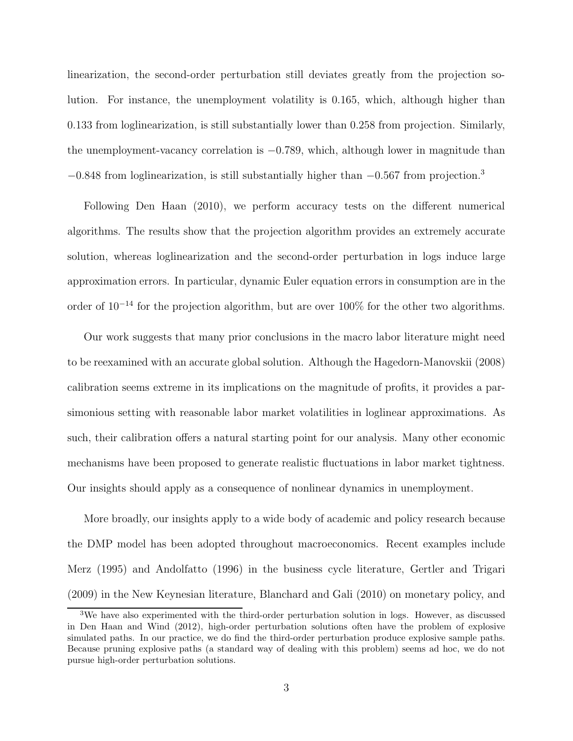linearization, the second-order perturbation still deviates greatly from the projection solution. For instance, the unemployment volatility is 0.165, which, although higher than 0.133 from loglinearization, is still substantially lower than 0.258 from projection. Similarly, the unemployment-vacancy correlation is $-0.789$, which, although lower in magnitude than $-0.848$ from loglinearization, is still substantially higher than $-0.567$ from projection.[3]

Following Den Haan (2010), we perform accuracy tests on the different numerical algorithms. The results show that the projection algorithm provides an extremely accurate solution, whereas loglinearization and the second-order perturbation in logs induce large approximation errors. In particular, dynamic Euler equation errors in consumption are in the order of $10^{-14}$ for the projection algorithm, but are over 100% for the other two algorithms.

Our work suggests that many prior conclusions in the macro labor literature might need to be reexamined with an accurate global solution. Although the Hagedorn-Manovskii (2008) calibration seems extreme in its implications on the magnitude of profits, it provides a parsimonious setting with reasonable labor market volatilities in loglinear approximations. As such, their calibration offers a natural starting point for our analysis. Many other economic mechanisms have been proposed to generate realistic fluctuations in labor market tightness. Our insights should apply as a consequence of nonlinear dynamics in unemployment.

More broadly, our insights apply to a wide body of academic and policy research because the DMP model has been adopted throughout macroeconomics. Recent examples include Merz (1995) and Andolfatto (1996) in the business cycle literature, Gertler and Trigari (2009) in the New Keynesian literature, Blanchard and Gali (2010) on monetary policy, and

[3]We have also experimented with the third-order perturbation solution in logs. However, as discussed in Den Haan and Wind (2012), high-order perturbation solutions often have the problem of explosive simulated paths. In our practice, we do find the third-order perturbation produce explosive sample paths. Because pruning explosive paths (a standard way of dealing with this problem) seems ad hoc, we do not pursue high-order perturbation solutions.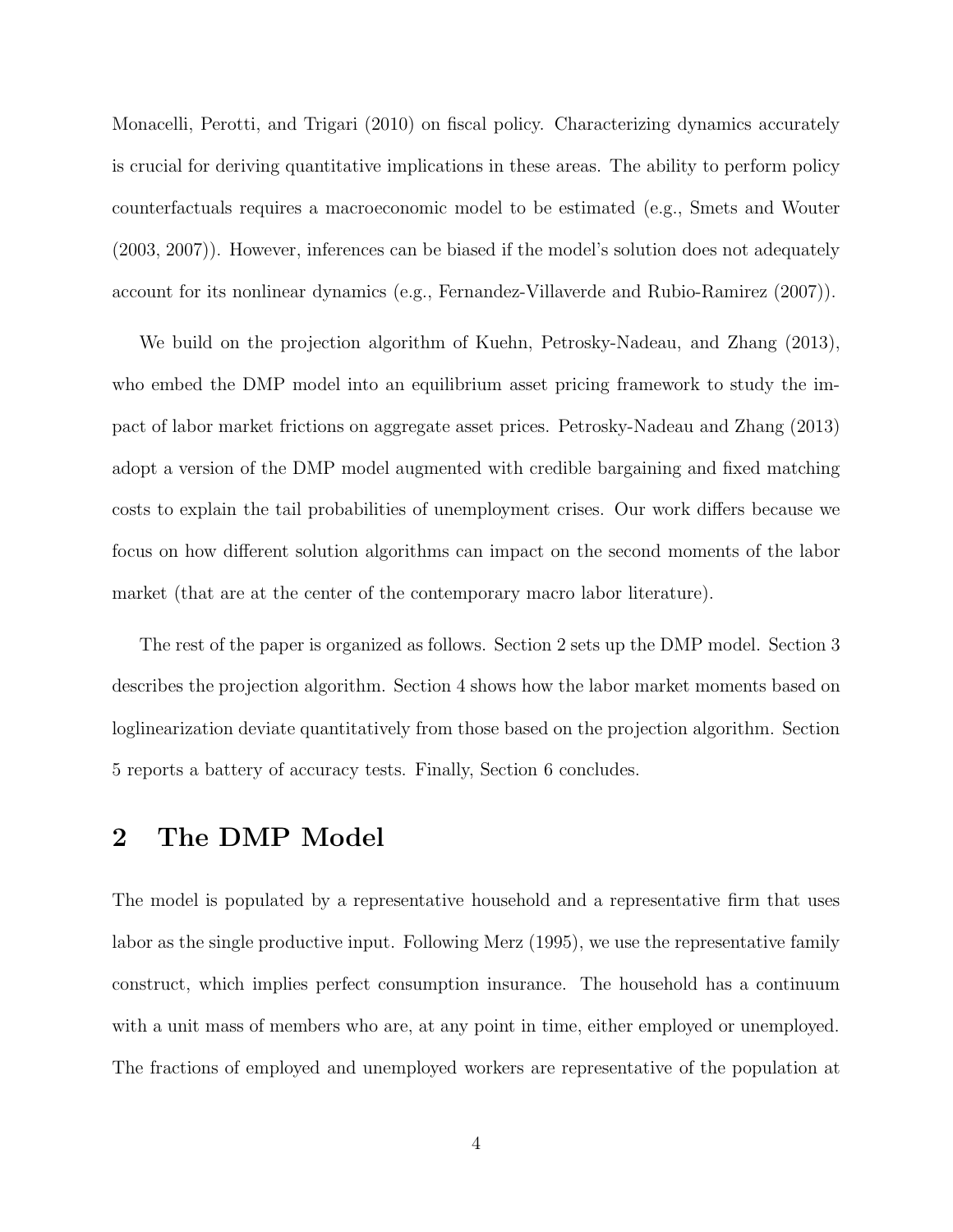Monacelli, Perotti, and Trigari (2010) on fiscal policy. Characterizing dynamics accurately is crucial for deriving quantitative implications in these areas. The ability to perform policy counterfactuals requires a macroeconomic model to be estimated (e.g., Smets and Wouter (2003, 2007)). However, inferences can be biased if the model's solution does not adequately account for its nonlinear dynamics (e.g., Fernandez-Villaverde and Rubio-Ramirez (2007)).

We build on the projection algorithm of Kuehn, Petrosky-Nadeau, and Zhang (2013), who embed the DMP model into an equilibrium asset pricing framework to study the impact of labor market frictions on aggregate asset prices. Petrosky-Nadeau and Zhang (2013) adopt a version of the DMP model augmented with credible bargaining and fixed matching costs to explain the tail probabilities of unemployment crises. Our work differs because we focus on how different solution algorithms can impact on the second moments of the labor market (that are at the center of the contemporary macro labor literature).

The rest of the paper is organized as follows. Section 2 sets up the DMP model. Section 3 describes the projection algorithm. Section 4 shows how the labor market moments based on loglinearization deviate quantitatively from those based on the projection algorithm. Section 5 reports a battery of accuracy tests. Finally, Section 6 concludes.

# 2 The DMP Model

The model is populated by a representative household and a representative firm that uses labor as the single productive input. Following Merz (1995), we use the representative family construct, which implies perfect consumption insurance. The household has a continuum with a unit mass of members who are, at any point in time, either employed or unemployed. The fractions of employed and unemployed workers are representative of the population at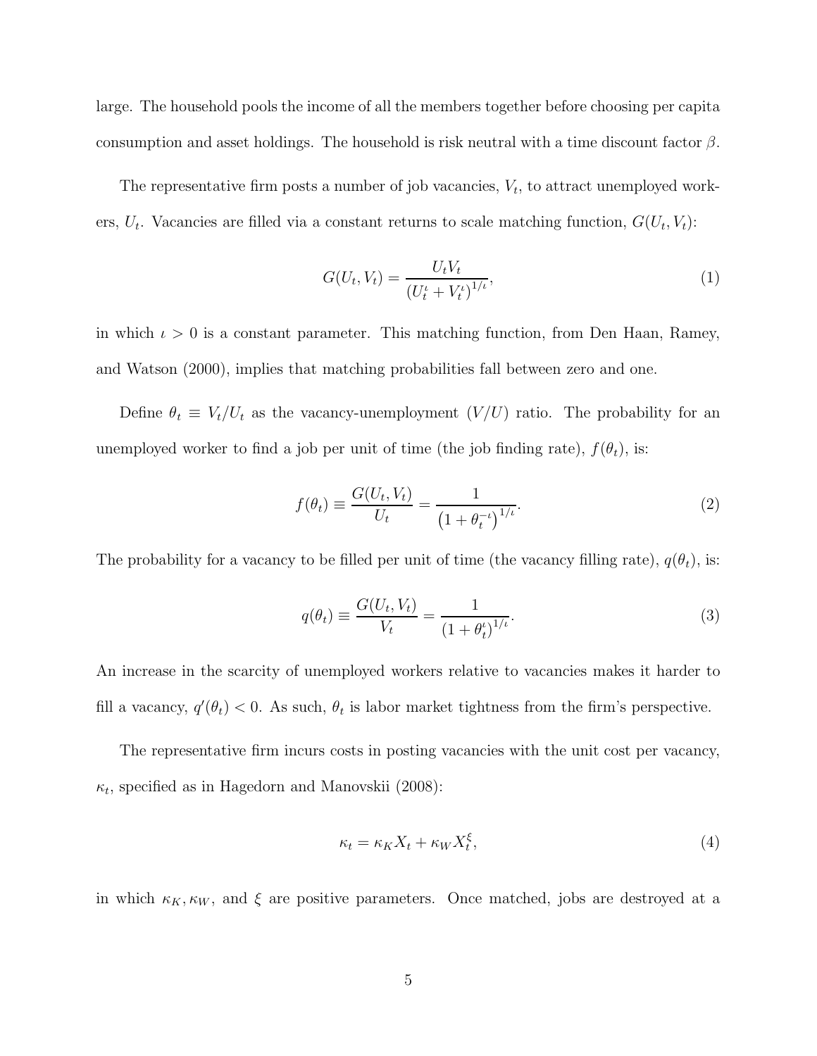large. The household pools the income of all the members together before choosing per capita consumption and asset holdings. The household is risk neutral with a time discount factor $\beta$.

The representative firm posts a number of job vacancies, $V_t$, to attract unemployed workers, $U_t$. Vacancies are filled via a constant returns to scale matching function, $G(U_t, V_t)$:

$$G(U_t, V_t) = \frac{U_t V_t}{\left(U_t^\iota + V_t^\iota\right)^{1/\iota}}, \tag{1}$$

in which $\iota > 0$ is a constant parameter. This matching function, from Den Haan, Ramey, and Watson (2000), implies that matching probabilities fall between zero and one.

Define $\theta_t \equiv V_t/U_t$ as the vacancy-unemployment ($V/U$) ratio. The probability for an unemployed worker to find a job per unit of time (the job finding rate), $f(\theta_t)$, is:

$$f(\theta_t) \equiv \frac{G(U_t, V_t)}{U_t} = \frac{1}{\left(1 + \theta_t^{-\iota}\right)^{1/\iota}}. \tag{2}$$

The probability for a vacancy to be filled per unit of time (the vacancy filling rate), $q(\theta_t)$, is:

$$q(\theta_t) \equiv \frac{G(U_t, V_t)}{V_t} = \frac{1}{\left(1 + \theta_t^{\iota}\right)^{1/\iota}}. \tag{3}$$

An increase in the scarcity of unemployed workers relative to vacancies makes it harder to fill a vacancy, $q'(\theta_t) < 0$. As such, $\theta_t$ is labor market tightness from the firm's perspective.

The representative firm incurs costs in posting vacancies with the unit cost per vacancy, $\kappa_t$, specified as in Hagedorn and Manovskii (2008):

$$\kappa_t = \kappa_K X_t + \kappa_W X_t^\xi, \tag{4}$$

in which $\kappa_K, \kappa_W$, and $\xi$ are positive parameters. Once matched, jobs are destroyed at a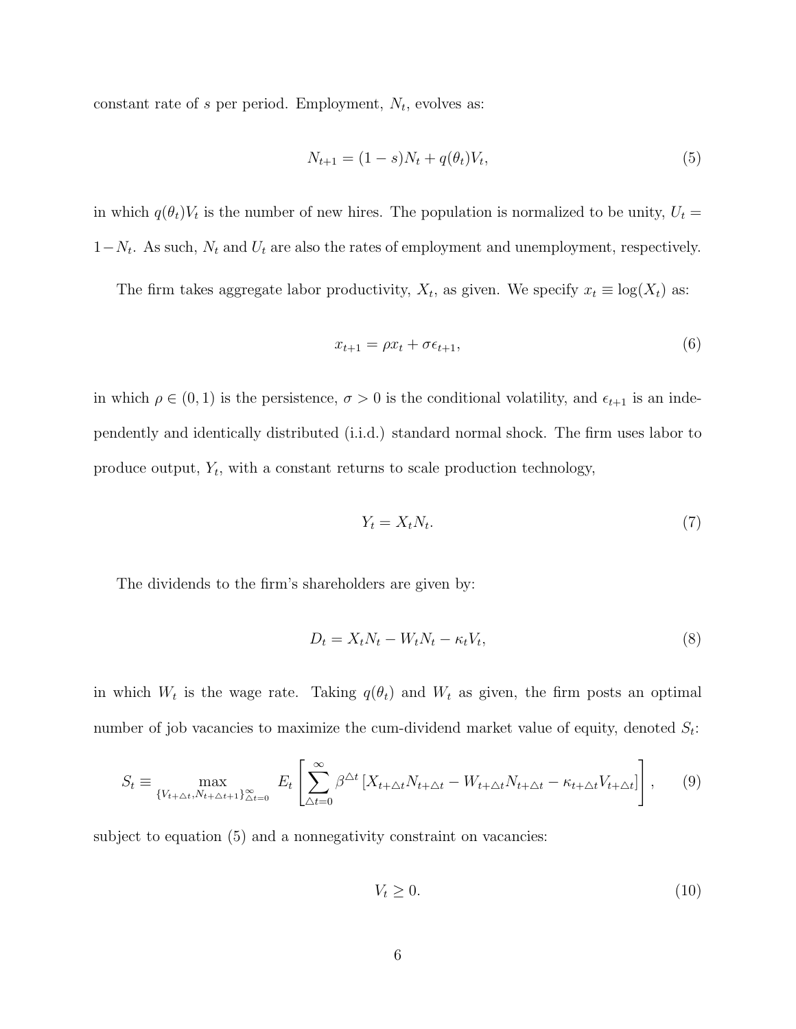constant rate of $s$ per period. Employment, $N_t$, evolves as:

$$N_{t+1} = (1-s)N_t + q(\theta_t)V_t, \tag{5}$$

in which $q(\theta_t)V_t$ is the number of new hires. The population is normalized to be unity, $U_t = 1 - N_t$. As such, $N_t$ and $U_t$ are also the rates of employment and unemployment, respectively.

The firm takes aggregate labor productivity, $X_t$, as given. We specify $x_t \equiv \log(X_t)$ as:

$$x_{t+1} = \rho x_t + \sigma \epsilon_{t+1}, \tag{6}$$

in which $\rho \in (0,1)$ is the persistence, $\sigma > 0$ is the conditional volatility, and $\epsilon_{t+1}$ is an independently and identically distributed (i.i.d.) standard normal shock. The firm uses labor to produce output, $Y_t$, with a constant returns to scale production technology,

$$Y_t = X_t N_t. \tag{7}$$

The dividends to the firm's shareholders are given by:

$$D_t = X_t N_t - W_t N_t - \kappa_t V_t, \tag{8}$$

in which $W_t$ is the wage rate. Taking $q(\theta_t)$ and $W_t$ as given, the firm posts an optimal number of job vacancies to maximize the cum-dividend market value of equity, denoted $S_t$:

$$S_t \equiv \max_{\{V_{t+\triangle t}, N_{t+\triangle t+1}\}_{\triangle t=0}^{\infty}} E_t \left[ \sum_{\triangle t=0}^{\infty} \beta^{\triangle t} \left[ X_{t+\triangle t} N_{t+\triangle t} - W_{t+\triangle t} N_{t+\triangle t} - \kappa_{t+\triangle t} V_{t+\triangle t} \right] \right], \tag{9}$$

subject to equation (5) and a nonnegativity constraint on vacancies:

$$V_t \geq 0. \tag{10}$$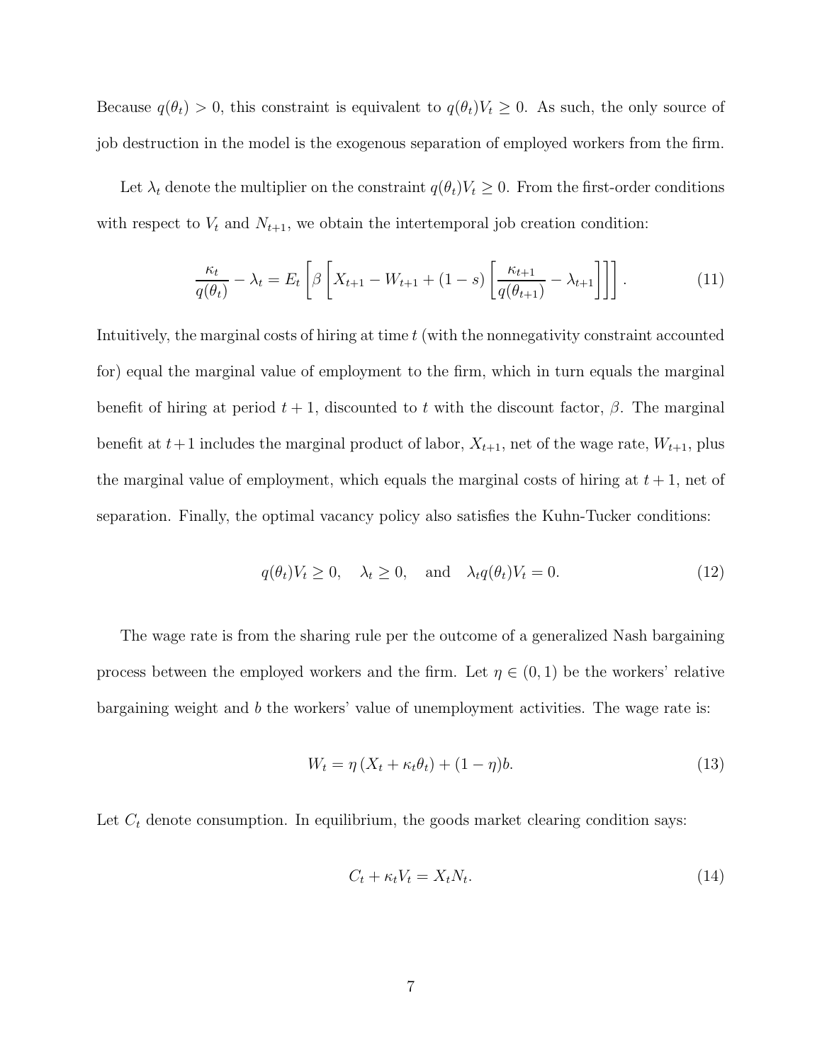Because $q(\theta_t) > 0$, this constraint is equivalent to $q(\theta_t)V_t \geq 0$. As such, the only source of job destruction in the model is the exogenous separation of employed workers from the firm.

Let $\lambda_t$ denote the multiplier on the constraint $q(\theta_t)V_t \geq 0$. From the first-order conditions with respect to $V_t$ and $N_{t+1}$, we obtain the intertemporal job creation condition:

$$\frac{\kappa_t}{q(\theta_t)} - \lambda_t = E_t \left[ \beta \left[ X_{t+1} - W_{t+1} + (1-s) \left[ \frac{\kappa_{t+1}}{q(\theta_{t+1})} - \lambda_{t+1} \right] \right] \right]. \tag{11}$$

Intuitively, the marginal costs of hiring at time $t$ (with the nonnegativity constraint accounted for) equal the marginal value of employment to the firm, which in turn equals the marginal benefit of hiring at period $t+1$, discounted to $t$ with the discount factor, $\beta$. The marginal benefit at $t+1$ includes the marginal product of labor, $X_{t+1}$, net of the wage rate, $W_{t+1}$, plus the marginal value of employment, which equals the marginal costs of hiring at $t+1$, net of separation. Finally, the optimal vacancy policy also satisfies the Kuhn-Tucker conditions:

$$q(\theta_t)V_t \geq 0, \quad \lambda_t \geq 0, \quad \text{and} \quad \lambda_t q(\theta_t)V_t = 0. \tag{12}$$

The wage rate is from the sharing rule per the outcome of a generalized Nash bargaining process between the employed workers and the firm. Let $\eta \in (0,1)$ be the workers' relative bargaining weight and $b$ the workers' value of unemployment activities. The wage rate is:

$$W_t = \eta \left( X_t + \kappa_t \theta_t \right) + (1-\eta) b. \tag{13}$$

Let $C_t$ denote consumption. In equilibrium, the goods market clearing condition says:

$$C_t + \kappa_t V_t = X_t N_t. \tag{14}$$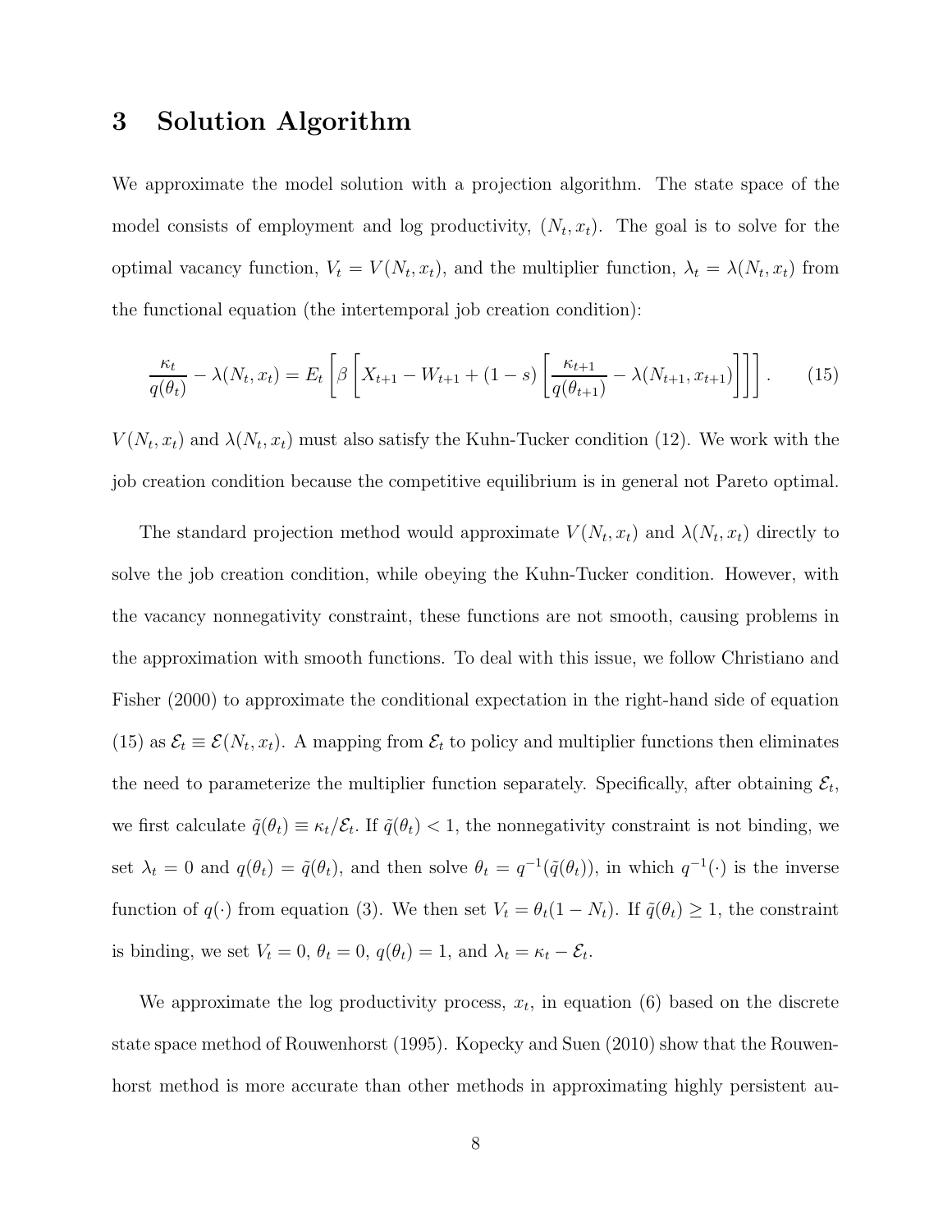# 3 Solution Algorithm

We approximate the model solution with a projection algorithm. The state space of the model consists of employment and log productivity, $(N_t, x_t)$. The goal is to solve for the optimal vacancy function, $V_t = V(N_t, x_t)$, and the multiplier function, $\lambda_t = \lambda(N_t, x_t)$ from the functional equation (the intertemporal job creation condition):

$$\frac{\kappa_t}{q(\theta_t)} - \lambda(N_t, x_t) = E_t \left[ \beta \left[ X_{t+1} - W_{t+1} + (1-s) \left[ \frac{\kappa_{t+1}}{q(\theta_{t+1})} - \lambda(N_{t+1}, x_{t+1}) \right] \right] \right]. \tag{15}$$

$V(N_t, x_t)$ and $\lambda(N_t, x_t)$ must also satisfy the Kuhn-Tucker condition (12). We work with the job creation condition because the competitive equilibrium is in general not Pareto optimal.

The standard projection method would approximate $V(N_t, x_t)$ and $\lambda(N_t, x_t)$ directly to solve the job creation condition, while obeying the Kuhn-Tucker condition. However, with the vacancy nonnegativity constraint, these functions are not smooth, causing problems in the approximation with smooth functions. To deal with this issue, we follow Christiano and Fisher (2000) to approximate the conditional expectation in the right-hand side of equation (15) as $\mathcal{E}_t \equiv \mathcal{E}(N_t, x_t)$. A mapping from $\mathcal{E}_t$ to policy and multiplier functions then eliminates the need to parameterize the multiplier function separately. Specifically, after obtaining $\mathcal{E}_t$, we first calculate $\tilde{q}(\theta_t) \equiv \kappa_t / \mathcal{E}_t$. If $\tilde{q}(\theta_t) < 1$, the nonnegativity constraint is not binding, we set $\lambda_t = 0$ and $q(\theta_t) = \tilde{q}(\theta_t)$, and then solve $\theta_t = q^{-1}(\tilde{q}(\theta_t))$, in which $q^{-1}(\cdot)$ is the inverse function of $q(\cdot)$ from equation (3). We then set $V_t = \theta_t(1 - N_t)$. If $\tilde{q}(\theta_t) \geq 1$, the constraint is binding, we set $V_t = 0$, $\theta_t = 0$, $q(\theta_t) = 1$, and $\lambda_t = \kappa_t - \mathcal{E}_t$.

We approximate the log productivity process, $x_t$, in equation (6) based on the discrete state space method of Rouwenhorst (1995). Kopecky and Suen (2010) show that the Rouwenhorst method is more accurate than other methods in approximating highly persistent au-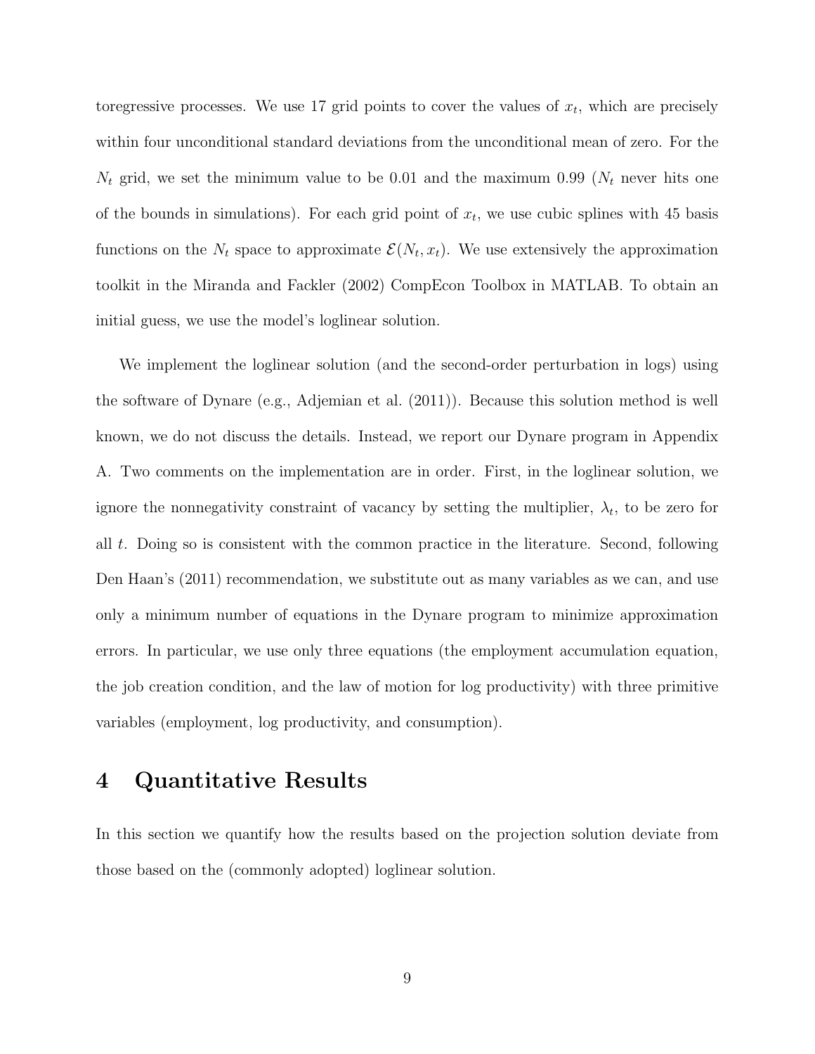toregressive processes. We use 17 grid points to cover the values of $x_t$, which are precisely within four unconditional standard deviations from the unconditional mean of zero. For the $N_t$ grid, we set the minimum value to be 0.01 and the maximum 0.99 ($N_t$ never hits one of the bounds in simulations). For each grid point of $x_t$, we use cubic splines with 45 basis functions on the $N_t$ space to approximate $\mathcal{E}(N_t, x_t)$. We use extensively the approximation toolkit in the Miranda and Fackler (2002) CompEcon Toolbox in MATLAB. To obtain an initial guess, we use the model's loglinear solution.

We implement the loglinear solution (and the second-order perturbation in logs) using the software of Dynare (e.g., Adjemian et al. (2011)). Because this solution method is well known, we do not discuss the details. Instead, we report our Dynare program in Appendix A. Two comments on the implementation are in order. First, in the loglinear solution, we ignore the nonnegativity constraint of vacancy by setting the multiplier, $\lambda_t$, to be zero for all $t$. Doing so is consistent with the common practice in the literature. Second, following Den Haan's (2011) recommendation, we substitute out as many variables as we can, and use only a minimum number of equations in the Dynare program to minimize approximation errors. In particular, we use only three equations (the employment accumulation equation, the job creation condition, and the law of motion for log productivity) with three primitive variables (employment, log productivity, and consumption).

# 4 Quantitative Results

In this section we quantify how the results based on the projection solution deviate from those based on the (commonly adopted) loglinear solution.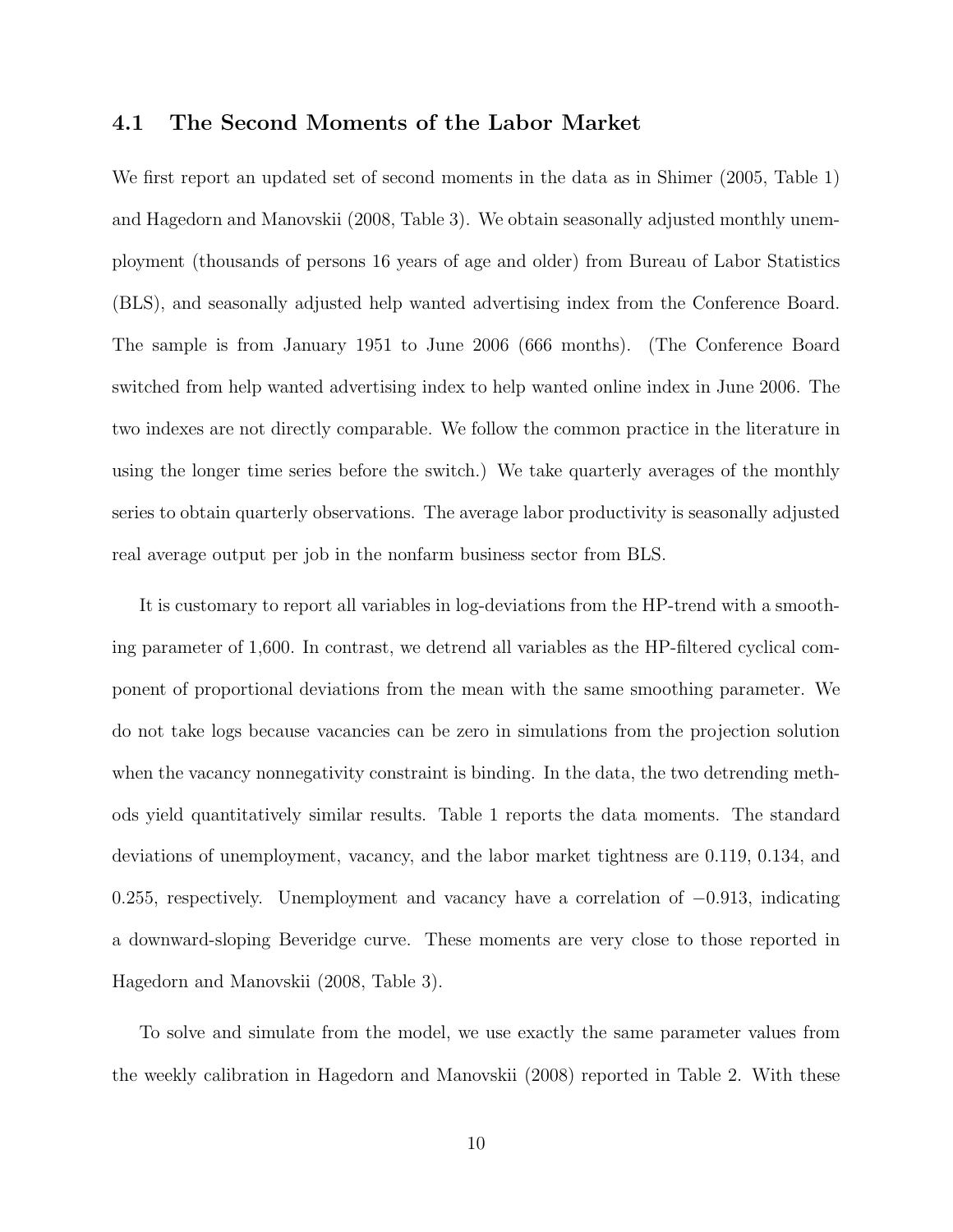### 4.1 The Second Moments of the Labor Market

We first report an updated set of second moments in the data as in Shimer (2005, Table 1) and Hagedorn and Manovskii (2008, Table 3). We obtain seasonally adjusted monthly unemployment (thousands of persons 16 years of age and older) from Bureau of Labor Statistics (BLS), and seasonally adjusted help wanted advertising index from the Conference Board. The sample is from January 1951 to June 2006 (666 months). (The Conference Board switched from help wanted advertising index to help wanted online index in June 2006. The two indexes are not directly comparable. We follow the common practice in the literature in using the longer time series before the switch.) We take quarterly averages of the monthly series to obtain quarterly observations. The average labor productivity is seasonally adjusted real average output per job in the nonfarm business sector from BLS.

It is customary to report all variables in log-deviations from the HP-trend with a smoothing parameter of 1,600. In contrast, we detrend all variables as the HP-filtered cyclical component of proportional deviations from the mean with the same smoothing parameter. We do not take logs because vacancies can be zero in simulations from the projection solution when the vacancy nonnegativity constraint is binding. In the data, the two detrending methods yield quantitatively similar results. Table 1 reports the data moments. The standard deviations of unemployment, vacancy, and the labor market tightness are 0.119, 0.134, and 0.255, respectively. Unemployment and vacancy have a correlation of $-0.913$, indicating a downward-sloping Beveridge curve. These moments are very close to those reported in Hagedorn and Manovskii (2008, Table 3).

To solve and simulate from the model, we use exactly the same parameter values from the weekly calibration in Hagedorn and Manovskii (2008) reported in Table 2. With these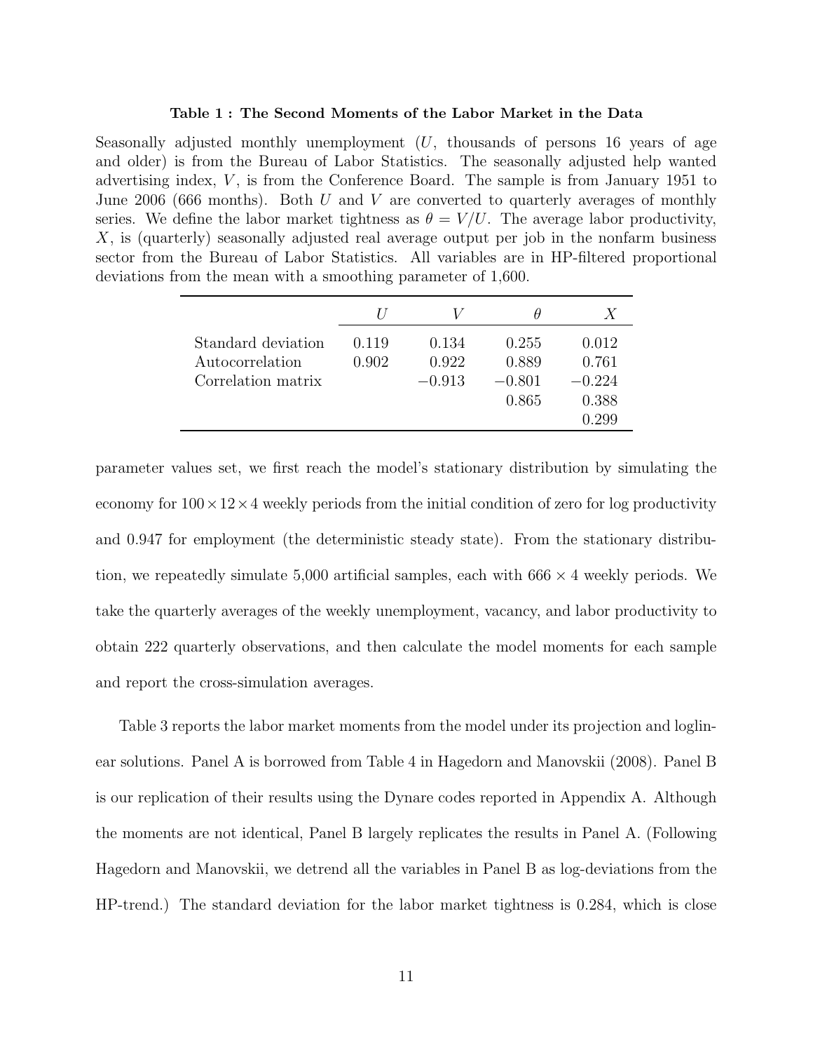**Table 1 : The Second Moments of the Labor Market in the Data**

Seasonally adjusted monthly unemployment ($U$, thousands of persons 16 years of age and older) is from the Bureau of Labor Statistics. The seasonally adjusted help wanted advertising index, $V$, is from the Conference Board. The sample is from January 1951 to June 2006 (666 months). Both $U$ and $V$ are converted to quarterly averages of monthly series. We define the labor market tightness as $\theta = V/U$. The average labor productivity, $X$, is (quarterly) seasonally adjusted real average output per job in the nonfarm business sector from the Bureau of Labor Statistics. All variables are in HP-filtered proportional deviations from the mean with a smoothing parameter of 1,600.

| | $U$ | $V$ | $\theta$ | $X$ |
|---|---|---|---|---|
| Standard deviation | 0.119 | 0.134 | 0.255 | 0.012 |
| Autocorrelation | 0.902 | 0.922 | 0.889 | 0.761 |
| Correlation matrix | | $-0.913$ | $-0.801$ | $-0.224$ |
| | | | 0.865 | 0.388 |
| | | | | 0.299 |

parameter values set, we first reach the model's stationary distribution by simulating the economy for $100 \times 12 \times 4$ weekly periods from the initial condition of zero for log productivity and 0.947 for employment (the deterministic steady state). From the stationary distribution, we repeatedly simulate 5,000 artificial samples, each with $666 \times 4$ weekly periods. We take the quarterly averages of the weekly unemployment, vacancy, and labor productivity to obtain 222 quarterly observations, and then calculate the model moments for each sample and report the cross-simulation averages.

Table 3 reports the labor market moments from the model under its projection and loglinear solutions. Panel A is borrowed from Table 4 in Hagedorn and Manovskii (2008). Panel B is our replication of their results using the Dynare codes reported in Appendix A. Although the moments are not identical, Panel B largely replicates the results in Panel A. (Following Hagedorn and Manovskii, we detrend all the variables in Panel B as log-deviations from the HP-trend.) The standard deviation for the labor market tightness is 0.284, which is close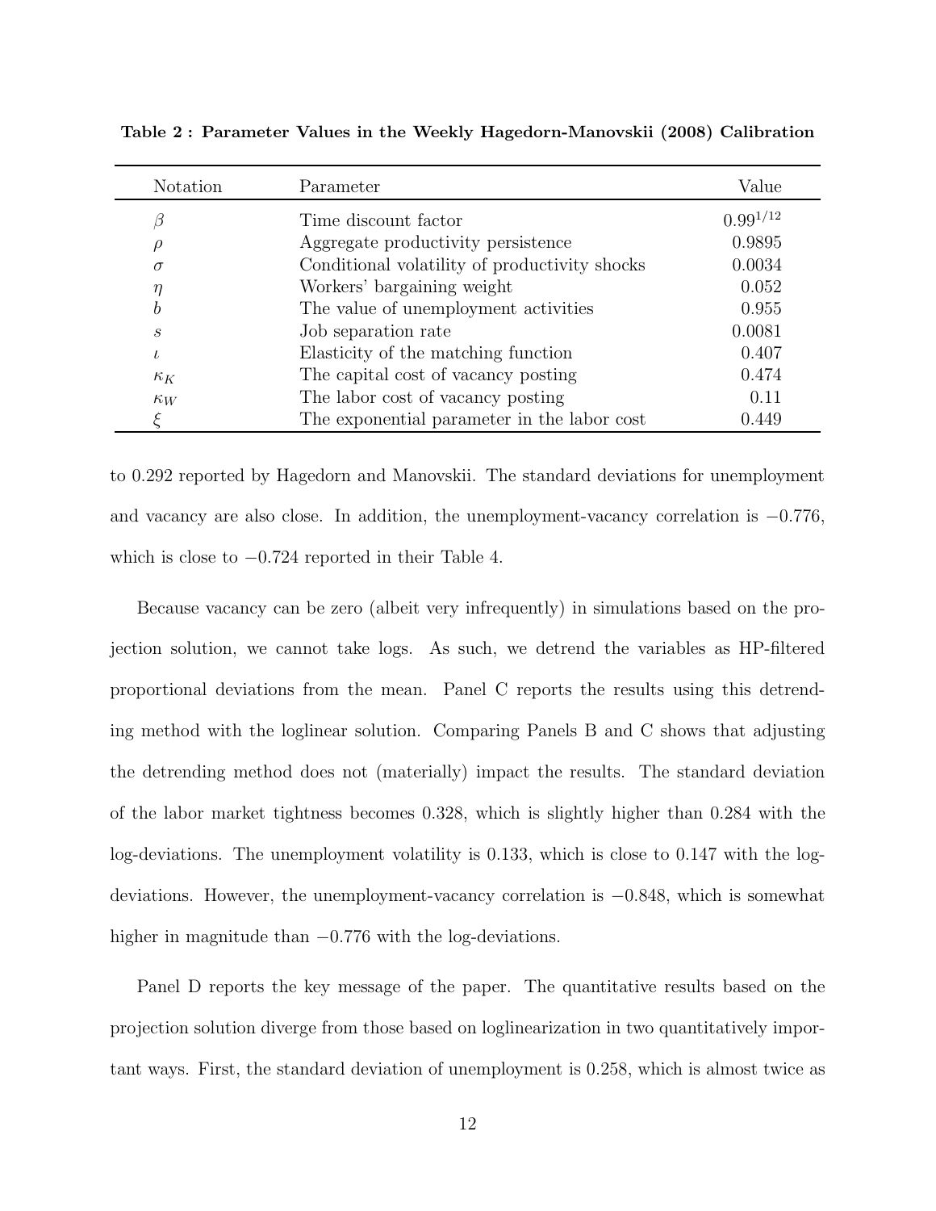**Table 2 : Parameter Values in the Weekly Hagedorn-Manovskii (2008) Calibration**

| Notation | Parameter | Value |
|---|---|---|
| $\beta$ | Time discount factor | $0.99^{1/12}$ |
| $\rho$ | Aggregate productivity persistence | 0.9895 |
| $\sigma$ | Conditional volatility of productivity shocks | 0.0034 |
| $\eta$ | Workers' bargaining weight | 0.052 |
| $b$ | The value of unemployment activities | 0.955 |
| $s$ | Job separation rate | 0.0081 |
| $\iota$ | Elasticity of the matching function | 0.407 |
| $\kappa_K$ | The capital cost of vacancy posting | 0.474 |
| $\kappa_W$ | The labor cost of vacancy posting | 0.11 |
| $\xi$ | The exponential parameter in the labor cost | 0.449 |

to 0.292 reported by Hagedorn and Manovskii. The standard deviations for unemployment and vacancy are also close. In addition, the unemployment-vacancy correlation is $-0.776$, which is close to $-0.724$ reported in their Table 4.

Because vacancy can be zero (albeit very infrequently) in simulations based on the projection solution, we cannot take logs. As such, we detrend the variables as HP-filtered proportional deviations from the mean. Panel C reports the results using this detrending method with the loglinear solution. Comparing Panels B and C shows that adjusting the detrending method does not (materially) impact the results. The standard deviation of the labor market tightness becomes 0.328, which is slightly higher than 0.284 with the log-deviations. The unemployment volatility is 0.133, which is close to 0.147 with the log-deviations. However, the unemployment-vacancy correlation is $-0.848$, which is somewhat higher in magnitude than $-0.776$ with the log-deviations.

Panel D reports the key message of the paper. The quantitative results based on the projection solution diverge from those based on loglinearization in two quantitatively important ways. First, the standard deviation of unemployment is 0.258, which is almost twice as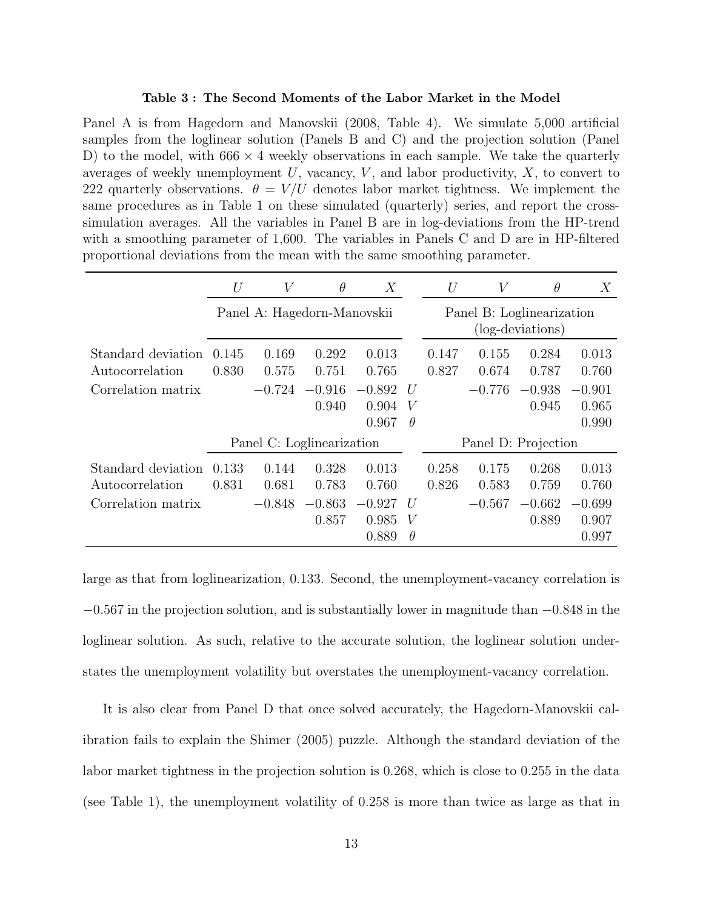**Table 3 : The Second Moments of the Labor Market in the Model**

Panel A is from Hagedorn and Manovskii (2008, Table 4). We simulate 5,000 artificial samples from the loglinear solution (Panels B and C) and the projection solution (Panel D) to the model, with $666 \times 4$ weekly observations in each sample. We take the quarterly averages of weekly unemployment $U$, vacancy, $V$, and labor productivity, $X$, to convert to 222 quarterly observations. $\theta = V/U$ denotes labor market tightness. We implement the same procedures as in Table 1 on these simulated (quarterly) series, and report the cross-simulation averages. All the variables in Panel B are in log-deviations from the HP-trend with a smoothing parameter of 1,600. The variables in Panels C and D are in HP-filtered proportional deviations from the mean with the same smoothing parameter.

| | $U$ | $V$ | $\theta$ | $X$ | | $U$ | $V$ | $\theta$ | $X$ |
|---|---|---|---|---|---|---|---|---|---|
| | Panel A: Hagedorn-Manovskii | | | | | Panel B: Loglinearization (log-deviations) | | | |
| Standard deviation | 0.145 | 0.169 | 0.292 | 0.013 | | 0.147 | 0.155 | 0.284 | 0.013 |
| Autocorrelation | 0.830 | 0.575 | 0.751 | 0.765 | | 0.827 | 0.674 | 0.787 | 0.760 |
| Correlation matrix | | −0.724 | −0.916 | −0.892 | $U$ | | −0.776 | −0.938 | −0.901 |
| | | | 0.940 | 0.904 | $V$ | | | 0.945 | 0.965 |
| | | | | 0.967 | $\theta$ | | | | 0.990 |
| | Panel C: Loglinearization | | | | | Panel D: Projection | | | |
| Standard deviation | 0.133 | 0.144 | 0.328 | 0.013 | | 0.258 | 0.175 | 0.268 | 0.013 |
| Autocorrelation | 0.831 | 0.681 | 0.783 | 0.760 | | 0.826 | 0.583 | 0.759 | 0.760 |
| Correlation matrix | | −0.848 | −0.863 | −0.927 | $U$ | | −0.567 | −0.662 | −0.699 |
| | | | 0.857 | 0.985 | $V$ | | | 0.889 | 0.907 |
| | | | | 0.889 | $\theta$ | | | | 0.997 |

large as that from loglinearization, 0.133. Second, the unemployment-vacancy correlation is −0.567 in the projection solution, and is substantially lower in magnitude than −0.848 in the loglinear solution. As such, relative to the accurate solution, the loglinear solution understates the unemployment volatility but overstates the unemployment-vacancy correlation.

It is also clear from Panel D that once solved accurately, the Hagedorn-Manovskii calibration fails to explain the Shimer (2005) puzzle. Although the standard deviation of the labor market tightness in the projection solution is 0.268, which is close to 0.255 in the data (see Table 1), the unemployment volatility of 0.258 is more than twice as large as that in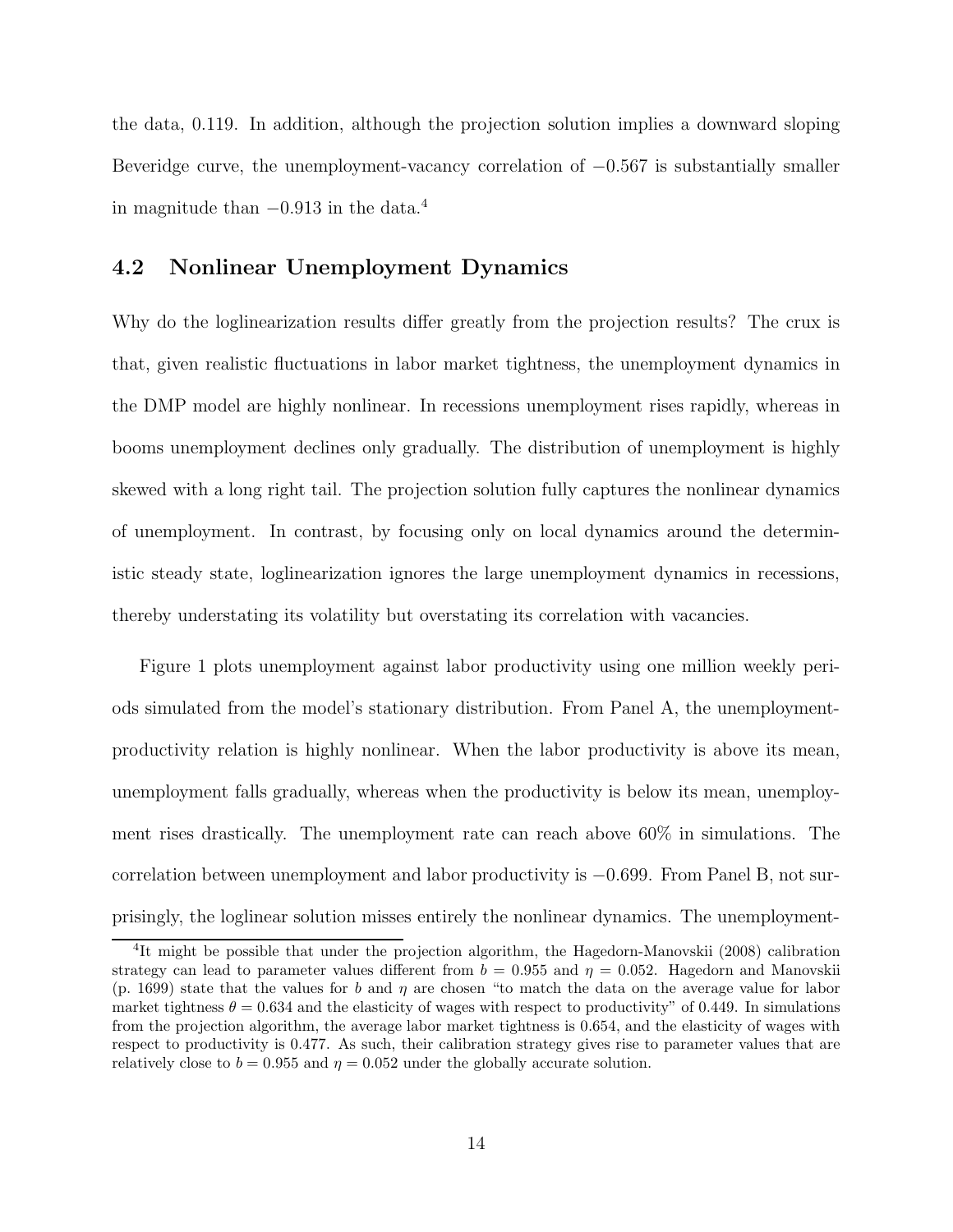the data, 0.119. In addition, although the projection solution implies a downward sloping Beveridge curve, the unemployment-vacancy correlation of $-0.567$ is substantially smaller in magnitude than $-0.913$ in the data.[4]

## 4.2 Nonlinear Unemployment Dynamics

Why do the loglinearization results differ greatly from the projection results? The crux is that, given realistic fluctuations in labor market tightness, the unemployment dynamics in the DMP model are highly nonlinear. In recessions unemployment rises rapidly, whereas in booms unemployment declines only gradually. The distribution of unemployment is highly skewed with a long right tail. The projection solution fully captures the nonlinear dynamics of unemployment. In contrast, by focusing only on local dynamics around the deterministic steady state, loglinearization ignores the large unemployment dynamics in recessions, thereby understating its volatility but overstating its correlation with vacancies.

Figure 1 plots unemployment against labor productivity using one million weekly periods simulated from the model's stationary distribution. From Panel A, the unemployment-productivity relation is highly nonlinear. When the labor productivity is above its mean, unemployment falls gradually, whereas when the productivity is below its mean, unemployment rises drastically. The unemployment rate can reach above 60% in simulations. The correlation between unemployment and labor productivity is $-0.699$. From Panel B, not surprisingly, the loglinear solution misses entirely the nonlinear dynamics. The unemployment-

[4] It might be possible that under the projection algorithm, the Hagedorn-Manovskii (2008) calibration strategy can lead to parameter values different from $b = 0.955$ and $\eta = 0.052$. Hagedorn and Manovskii (p. 1699) state that the values for $b$ and $\eta$ are chosen "to match the data on the average value for labor market tightness $\theta = 0.634$ and the elasticity of wages with respect to productivity" of 0.449. In simulations from the projection algorithm, the average labor market tightness is 0.654, and the elasticity of wages with respect to productivity is 0.477. As such, their calibration strategy gives rise to parameter values that are relatively close to $b = 0.955$ and $\eta = 0.052$ under the globally accurate solution.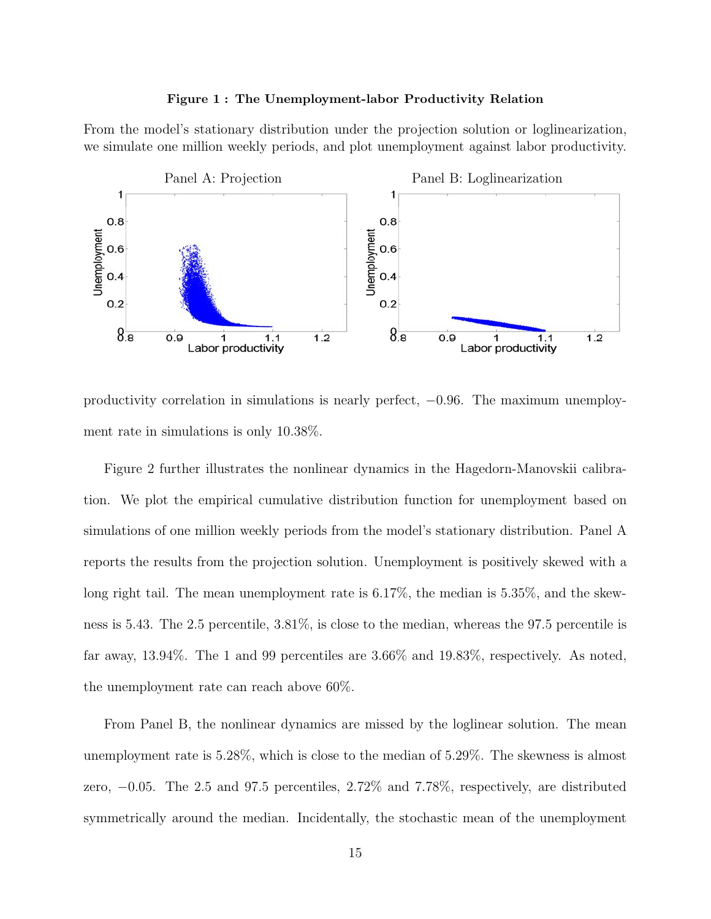**Figure 1 : The Unemployment-labor Productivity Relation**

From the model's stationary distribution under the projection solution or loglinearization, we simulate one million weekly periods, and plot unemployment against labor productivity.

Panel A: Projection

Panel B: Loglinearization

productivity correlation in simulations is nearly perfect, −0.96. The maximum unemployment rate in simulations is only 10.38%.

Figure 2 further illustrates the nonlinear dynamics in the Hagedorn-Manovskii calibration. We plot the empirical cumulative distribution function for unemployment based on simulations of one million weekly periods from the model's stationary distribution. Panel A reports the results from the projection solution. Unemployment is positively skewed with a long right tail. The mean unemployment rate is 6.17%, the median is 5.35%, and the skewness is 5.43. The 2.5 percentile, 3.81%, is close to the median, whereas the 97.5 percentile is far away, 13.94%. The 1 and 99 percentiles are 3.66% and 19.83%, respectively. As noted, the unemployment rate can reach above 60%.

From Panel B, the nonlinear dynamics are missed by the loglinear solution. The mean unemployment rate is 5.28%, which is close to the median of 5.29%. The skewness is almost zero, −0.05. The 2.5 and 97.5 percentiles, 2.72% and 7.78%, respectively, are distributed symmetrically around the median. Incidentally, the stochastic mean of the unemployment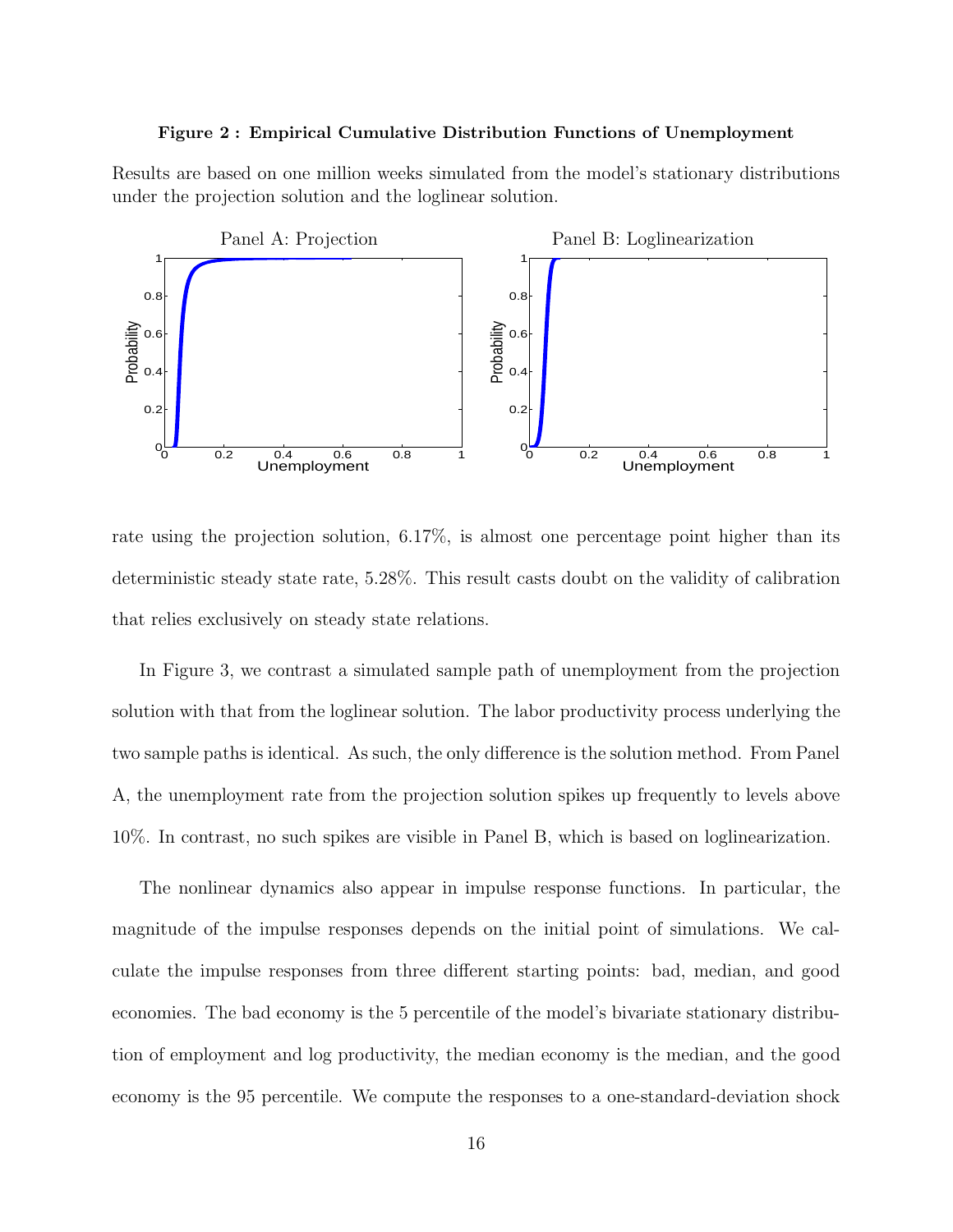**Figure 2 : Empirical Cumulative Distribution Functions of Unemployment**

Results are based on one million weeks simulated from the model's stationary distributions under the projection solution and the loglinear solution.

rate using the projection solution, 6.17%, is almost one percentage point higher than its deterministic steady state rate, 5.28%. This result casts doubt on the validity of calibration that relies exclusively on steady state relations.

In Figure 3, we contrast a simulated sample path of unemployment from the projection solution with that from the loglinear solution. The labor productivity process underlying the two sample paths is identical. As such, the only difference is the solution method. From Panel A, the unemployment rate from the projection solution spikes up frequently to levels above 10%. In contrast, no such spikes are visible in Panel B, which is based on loglinearization.

The nonlinear dynamics also appear in impulse response functions. In particular, the magnitude of the impulse responses depends on the initial point of simulations. We calculate the impulse responses from three different starting points: bad, median, and good economies. The bad economy is the 5 percentile of the model's bivariate stationary distribution of employment and log productivity, the median economy is the median, and the good economy is the 95 percentile. We compute the responses to a one-standard-deviation shock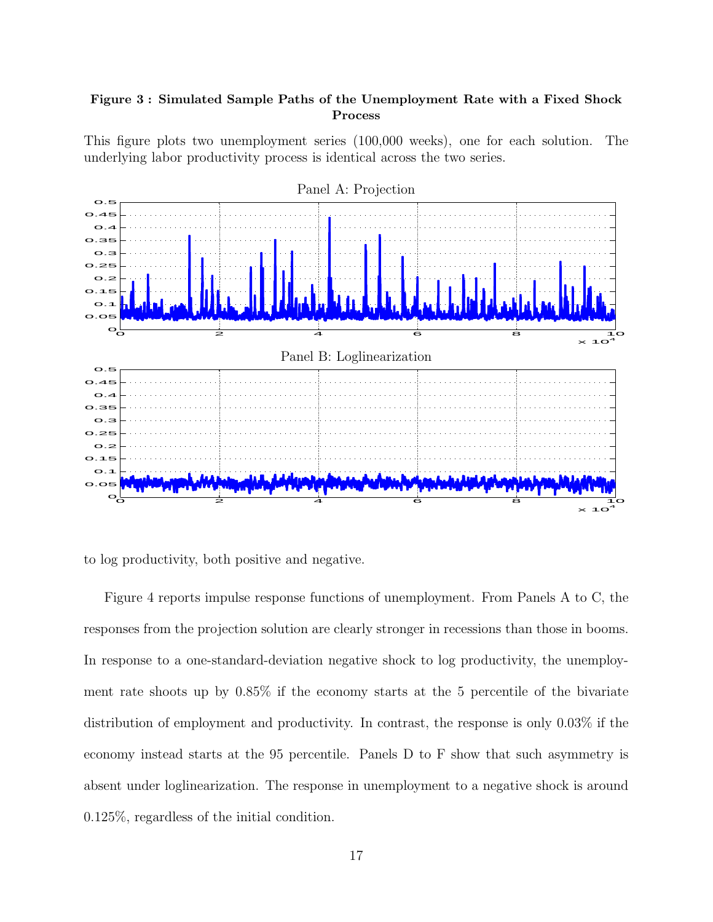**Figure 3 : Simulated Sample Paths of the Unemployment Rate with a Fixed Shock Process**

This figure plots two unemployment series (100,000 weeks), one for each solution. The underlying labor productivity process is identical across the two series.

to log productivity, both positive and negative.

Figure 4 reports impulse response functions of unemployment. From Panels A to C, the responses from the projection solution are clearly stronger in recessions than those in booms. In response to a one-standard-deviation negative shock to log productivity, the unemployment rate shoots up by 0.85% if the economy starts at the 5 percentile of the bivariate distribution of employment and productivity. In contrast, the response is only 0.03% if the economy instead starts at the 95 percentile. Panels D to F show that such asymmetry is absent under loglinearization. The response in unemployment to a negative shock is around 0.125%, regardless of the initial condition.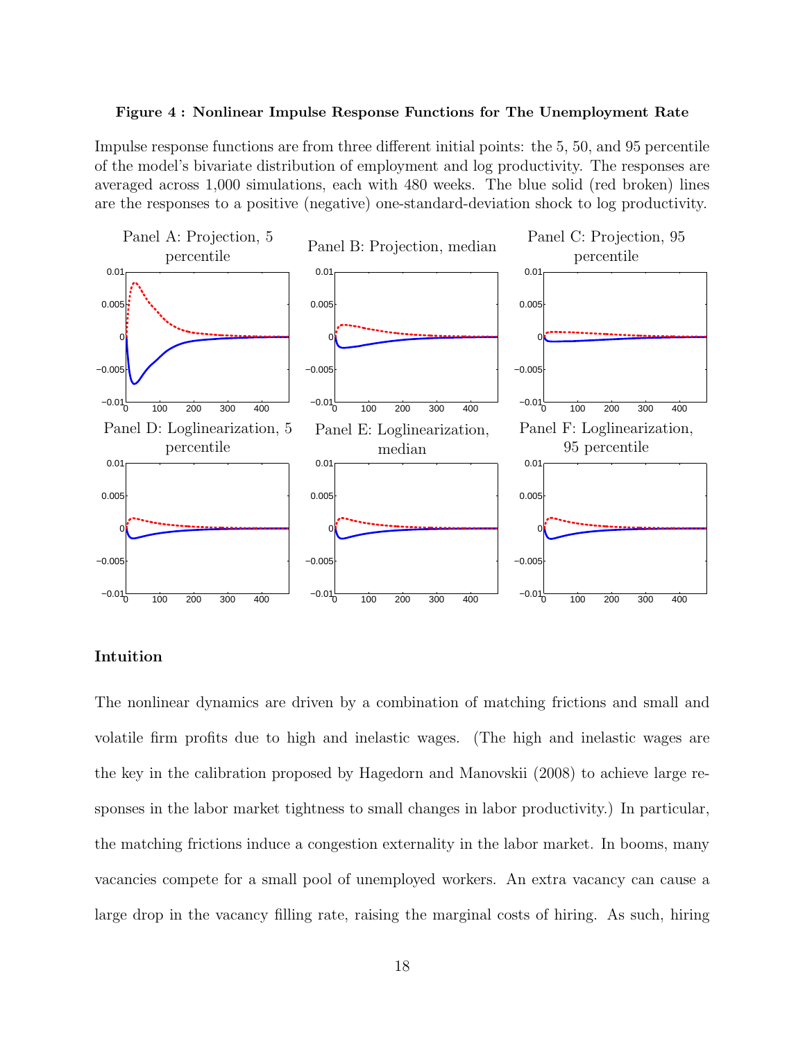**Figure 4 : Nonlinear Impulse Response Functions for The Unemployment Rate**

Impulse response functions are from three different initial points: the 5, 50, and 95 percentile of the model's bivariate distribution of employment and log productivity. The responses are averaged across 1,000 simulations, each with 480 weeks. The blue solid (red broken) lines are the responses to a positive (negative) one-standard-deviation shock to log productivity.

### Intuition

The nonlinear dynamics are driven by a combination of matching frictions and small and volatile firm profits due to high and inelastic wages. (The high and inelastic wages are the key in the calibration proposed by Hagedorn and Manovskii (2008) to achieve large responses in the labor market tightness to small changes in labor productivity.) In particular, the matching frictions induce a congestion externality in the labor market. In booms, many vacancies compete for a small pool of unemployed workers. An extra vacancy can cause a large drop in the vacancy filling rate, raising the marginal costs of hiring. As such, hiring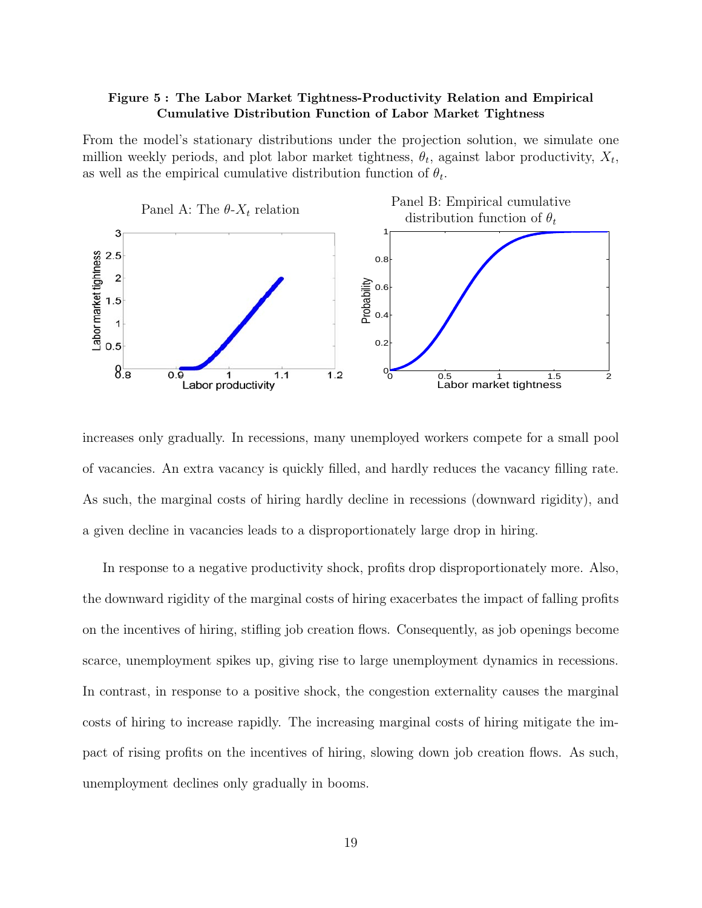**Figure 5 : The Labor Market Tightness-Productivity Relation and Empirical Cumulative Distribution Function of Labor Market Tightness**

From the model's stationary distributions under the projection solution, we simulate one million weekly periods, and plot labor market tightness, $\theta_t$, against labor productivity, $X_t$, as well as the empirical cumulative distribution function of $\theta_t$.

Panel A: The $\theta$-$X_t$ relation

Panel B: Empirical cumulative distribution function of $\theta_t$

increases only gradually. In recessions, many unemployed workers compete for a small pool of vacancies. An extra vacancy is quickly filled, and hardly reduces the vacancy filling rate. As such, the marginal costs of hiring hardly decline in recessions (downward rigidity), and a given decline in vacancies leads to a disproportionately large drop in hiring.

In response to a negative productivity shock, profits drop disproportionately more. Also, the downward rigidity of the marginal costs of hiring exacerbates the impact of falling profits on the incentives of hiring, stifling job creation flows. Consequently, as job openings become scarce, unemployment spikes up, giving rise to large unemployment dynamics in recessions. In contrast, in response to a positive shock, the congestion externality causes the marginal costs of hiring to increase rapidly. The increasing marginal costs of hiring mitigate the impact of rising profits on the incentives of hiring, slowing down job creation flows. As such, unemployment declines only gradually in booms.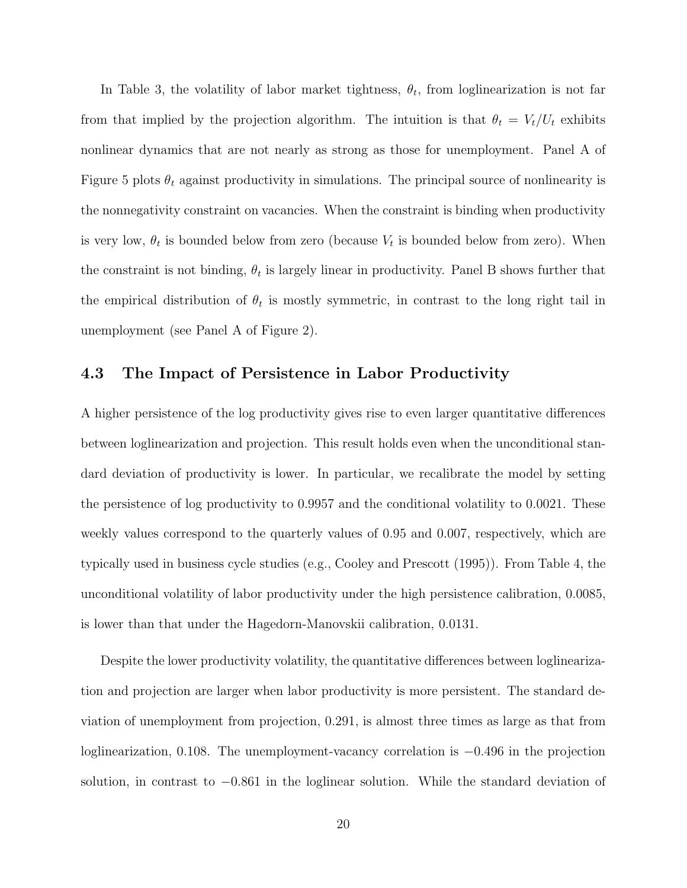In Table 3, the volatility of labor market tightness, $\theta_t$, from loglinearization is not far from that implied by the projection algorithm. The intuition is that $\theta_t = V_t/U_t$ exhibits nonlinear dynamics that are not nearly as strong as those for unemployment. Panel A of Figure 5 plots $\theta_t$ against productivity in simulations. The principal source of nonlinearity is the nonnegativity constraint on vacancies. When the constraint is binding when productivity is very low, $\theta_t$ is bounded below from zero (because $V_t$ is bounded below from zero). When the constraint is not binding, $\theta_t$ is largely linear in productivity. Panel B shows further that the empirical distribution of $\theta_t$ is mostly symmetric, in contrast to the long right tail in unemployment (see Panel A of Figure 2).

### 4.3 The Impact of Persistence in Labor Productivity

A higher persistence of the log productivity gives rise to even larger quantitative differences between loglinearization and projection. This result holds even when the unconditional standard deviation of productivity is lower. In particular, we recalibrate the model by setting the persistence of log productivity to 0.9957 and the conditional volatility to 0.0021. These weekly values correspond to the quarterly values of 0.95 and 0.007, respectively, which are typically used in business cycle studies (e.g., Cooley and Prescott (1995)). From Table 4, the unconditional volatility of labor productivity under the high persistence calibration, 0.0085, is lower than that under the Hagedorn-Manovskii calibration, 0.0131.

Despite the lower productivity volatility, the quantitative differences between loglinearization and projection are larger when labor productivity is more persistent. The standard deviation of unemployment from projection, 0.291, is almost three times as large as that from loglinearization, 0.108. The unemployment-vacancy correlation is $-0.496$ in the projection solution, in contrast to $-0.861$ in the loglinear solution. While the standard deviation of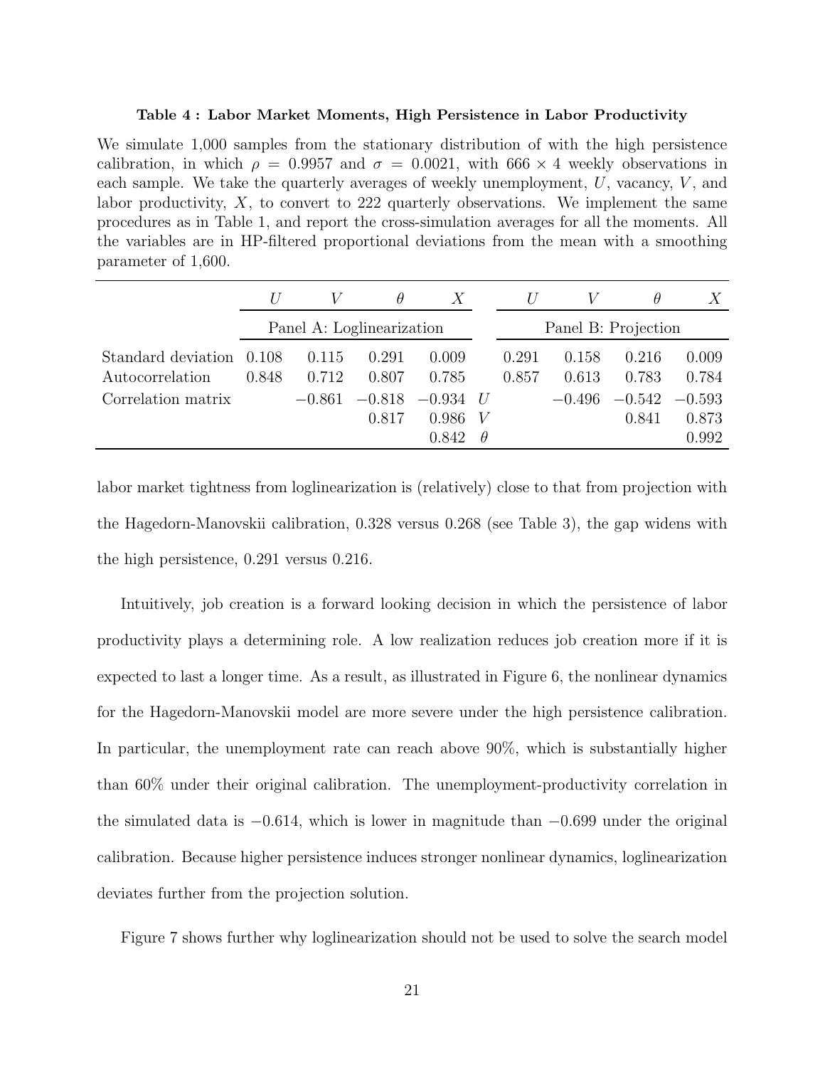**Table 4 : Labor Market Moments, High Persistence in Labor Productivity**

We simulate 1,000 samples from the stationary distribution of with the high persistence calibration, in which $\rho = 0.9957$ and $\sigma = 0.0021$, with $666 \times 4$ weekly observations in each sample. We take the quarterly averages of weekly unemployment, $U$, vacancy, $V$, and labor productivity, $X$, to convert to 222 quarterly observations. We implement the same procedures as in Table 1, and report the cross-simulation averages for all the moments. All the variables are in HP-filtered proportional deviations from the mean with a smoothing parameter of 1,600.

| | $U$ | $V$ | $\theta$ | $X$ | | $U$ | $V$ | $\theta$ | $X$ |
|---|---|---|---|---|---|---|---|---|---|
| | Panel A: Loglinearization | | | | | Panel B: Projection | | | |
| Standard deviation | 0.108 | 0.115 | 0.291 | 0.009 | | 0.291 | 0.158 | 0.216 | 0.009 |
| Autocorrelation | 0.848 | 0.712 | 0.807 | 0.785 | | 0.857 | 0.613 | 0.783 | 0.784 |
| Correlation matrix | | −0.861 | −0.818 | −0.934 | $U$ | | −0.496 | −0.542 | −0.593 |
| | | | 0.817 | 0.986 | $V$ | | | 0.841 | 0.873 |
| | | | | 0.842 | $\theta$ | | | | 0.992 |

labor market tightness from loglinearization is (relatively) close to that from projection with the Hagedorn-Manovskii calibration, 0.328 versus 0.268 (see Table 3), the gap widens with the high persistence, 0.291 versus 0.216.

Intuitively, job creation is a forward looking decision in which the persistence of labor productivity plays a determining role. A low realization reduces job creation more if it is expected to last a longer time. As a result, as illustrated in Figure 6, the nonlinear dynamics for the Hagedorn-Manovskii model are more severe under the high persistence calibration. In particular, the unemployment rate can reach above 90%, which is substantially higher than 60% under their original calibration. The unemployment-productivity correlation in the simulated data is −0.614, which is lower in magnitude than −0.699 under the original calibration. Because higher persistence induces stronger nonlinear dynamics, loglinearization deviates further from the projection solution.

Figure 7 shows further why loglinearization should not be used to solve the search model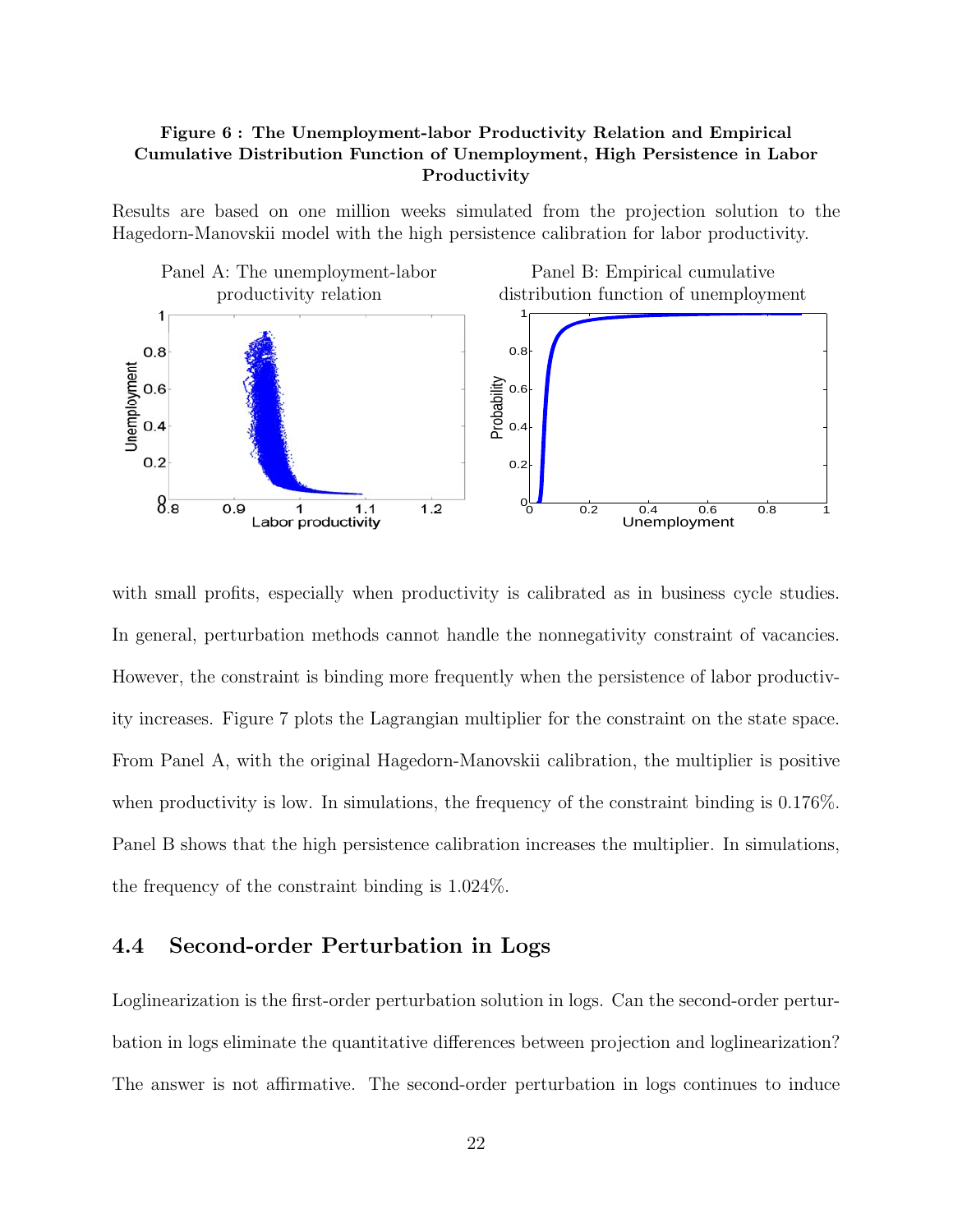**Figure 6 : The Unemployment-labor Productivity Relation and Empirical Cumulative Distribution Function of Unemployment, High Persistence in Labor Productivity**

Results are based on one million weeks simulated from the projection solution to the Hagedorn-Manovskii model with the high persistence calibration for labor productivity.

Panel A: The unemployment-labor productivity relation

Panel B: Empirical cumulative distribution function of unemployment

with small profits, especially when productivity is calibrated as in business cycle studies. In general, perturbation methods cannot handle the nonnegativity constraint of vacancies. However, the constraint is binding more frequently when the persistence of labor productivity increases. Figure 7 plots the Lagrangian multiplier for the constraint on the state space. From Panel A, with the original Hagedorn-Manovskii calibration, the multiplier is positive when productivity is low. In simulations, the frequency of the constraint binding is 0.176%. Panel B shows that the high persistence calibration increases the multiplier. In simulations, the frequency of the constraint binding is 1.024%.

## 4.4 Second-order Perturbation in Logs

Loglinearization is the first-order perturbation solution in logs. Can the second-order perturbation in logs eliminate the quantitative differences between projection and loglinearization? The answer is not affirmative. The second-order perturbation in logs continues to induce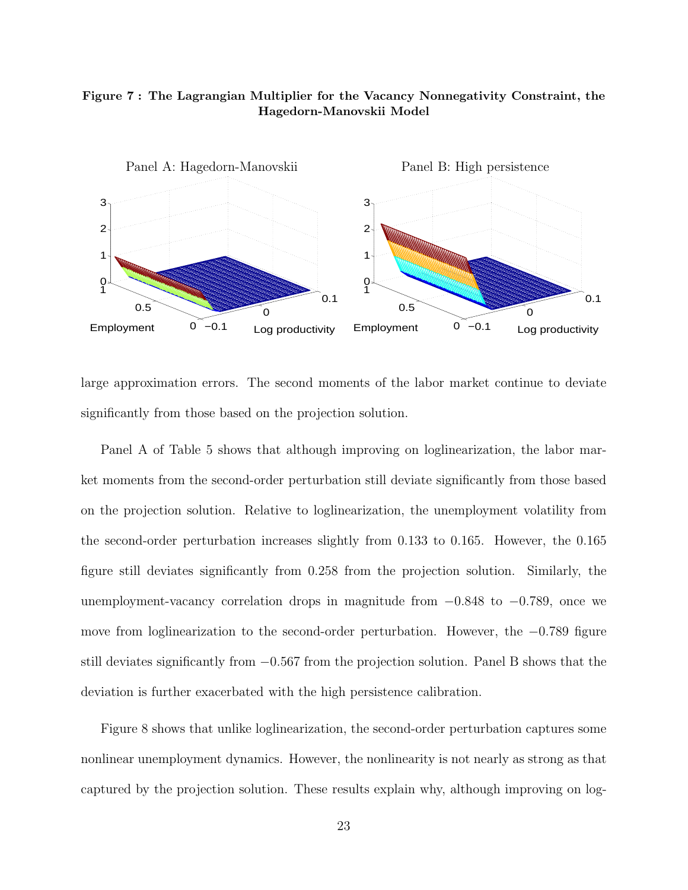**Figure 7 : The Lagrangian Multiplier for the Vacancy Nonnegativity Constraint, the Hagedorn-Manovskii Model**

large approximation errors. The second moments of the labor market continue to deviate significantly from those based on the projection solution.

Panel A of Table 5 shows that although improving on loglinearization, the labor market moments from the second-order perturbation still deviate significantly from those based on the projection solution. Relative to loglinearization, the unemployment volatility from the second-order perturbation increases slightly from 0.133 to 0.165. However, the 0.165 figure still deviates significantly from 0.258 from the projection solution. Similarly, the unemployment-vacancy correlation drops in magnitude from −0.848 to −0.789, once we move from loglinearization to the second-order perturbation. However, the −0.789 figure still deviates significantly from −0.567 from the projection solution. Panel B shows that the deviation is further exacerbated with the high persistence calibration.

Figure 8 shows that unlike loglinearization, the second-order perturbation captures some nonlinear unemployment dynamics. However, the nonlinearity is not nearly as strong as that captured by the projection solution. These results explain why, although improving on log-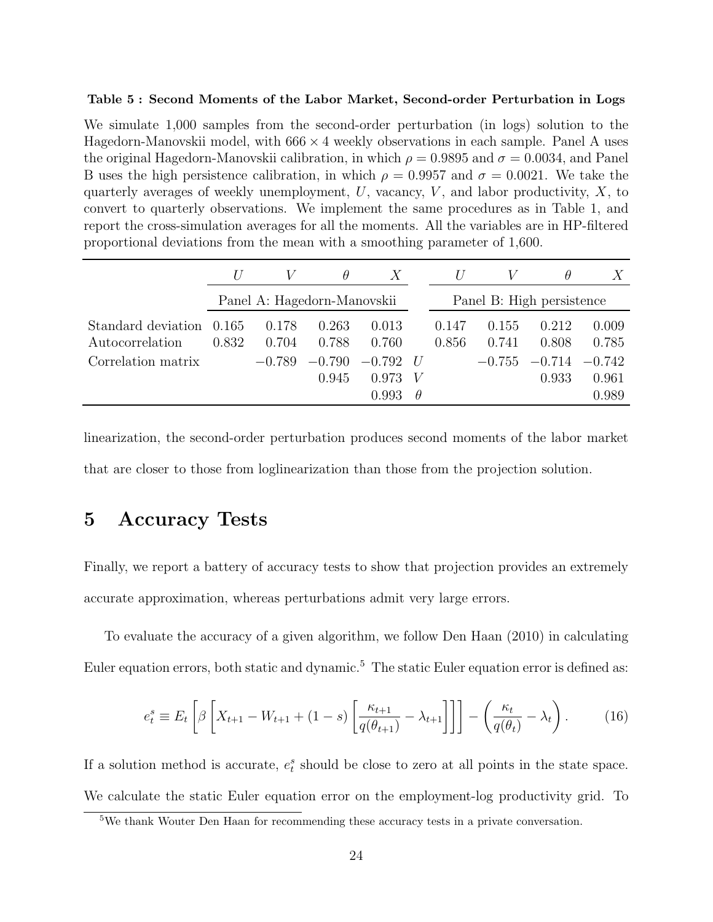**Table 5 : Second Moments of the Labor Market, Second-order Perturbation in Logs**

We simulate 1,000 samples from the second-order perturbation (in logs) solution to the Hagedorn-Manovskii model, with $666 \times 4$ weekly observations in each sample. Panel A uses the original Hagedorn-Manovskii calibration, in which $\rho = 0.9895$ and $\sigma = 0.0034$, and Panel B uses the high persistence calibration, in which $\rho = 0.9957$ and $\sigma = 0.0021$. We take the quarterly averages of weekly unemployment, $U$, vacancy, $V$, and labor productivity, $X$, to convert to quarterly observations. We implement the same procedures as in Table 1, and report the cross-simulation averages for all the moments. All the variables are in HP-filtered proportional deviations from the mean with a smoothing parameter of 1,600.

| | $U$ | $V$ | $\theta$ | $X$ | | $U$ | $V$ | $\theta$ | $X$ |
|---|---|---|---|---|---|---|---|---|---|
| | Panel A: Hagedorn-Manovskii | | | | | Panel B: High persistence | | | |
| Standard deviation | 0.165 | 0.178 | 0.263 | 0.013 | | 0.147 | 0.155 | 0.212 | 0.009 |
| Autocorrelation | 0.832 | 0.704 | 0.788 | 0.760 | | 0.856 | 0.741 | 0.808 | 0.785 |
| Correlation matrix | | −0.789 | −0.790 | −0.792 | $U$ | | −0.755 | −0.714 | −0.742 |
| | | | 0.945 | 0.973 | $V$ | | | 0.933 | 0.961 |
| | | | | 0.993 | $\theta$ | | | | 0.989 |

linearization, the second-order perturbation produces second moments of the labor market that are closer to those from loglinearization than those from the projection solution.

# 5 Accuracy Tests

Finally, we report a battery of accuracy tests to show that projection provides an extremely accurate approximation, whereas perturbations admit very large errors.

To evaluate the accuracy of a given algorithm, we follow Den Haan (2010) in calculating Euler equation errors, both static and dynamic.[5] The static Euler equation error is defined as:

$$e_t^s \equiv E_t \left[ \beta \left[ X_{t+1} - W_{t+1} + (1-s) \left[ \frac{\kappa_{t+1}}{q(\theta_{t+1})} - \lambda_{t+1} \right] \right] \right] - \left( \frac{\kappa_t}{q(\theta_t)} - \lambda_t \right). \tag{16}$$

If a solution method is accurate, $e_t^s$ should be close to zero at all points in the state space. We calculate the static Euler equation error on the employment-log productivity grid. To

[5] We thank Wouter Den Haan for recommending these accuracy tests in a private conversation.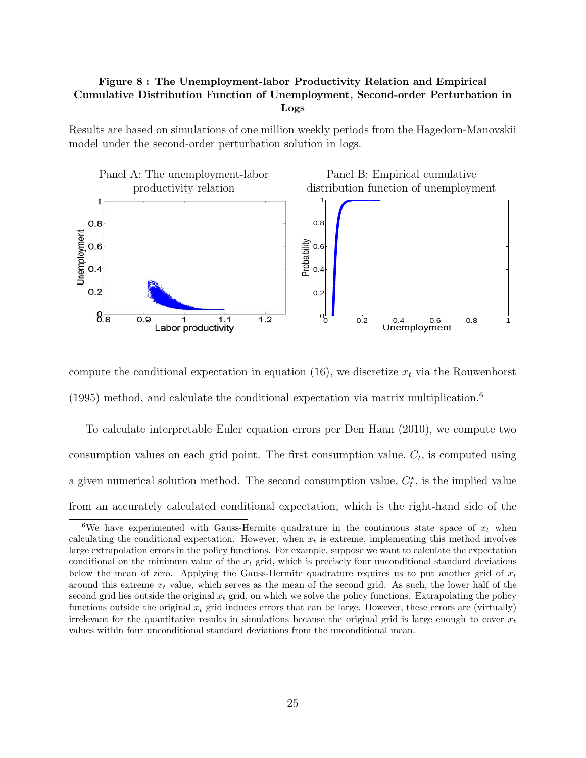**Figure 8 : The Unemployment-labor Productivity Relation and Empirical Cumulative Distribution Function of Unemployment, Second-order Perturbation in Logs**

Results are based on simulations of one million weekly periods from the Hagedorn-Manovskii model under the second-order perturbation solution in logs.

Panel A: The unemployment-labor productivity relation

Panel B: Empirical cumulative distribution function of unemployment

compute the conditional expectation in equation (16), we discretize $x_t$ via the Rouwenhorst (1995) method, and calculate the conditional expectation via matrix multiplication.[6]

To calculate interpretable Euler equation errors per Den Haan (2010), we compute two consumption values on each grid point. The first consumption value, $C_t$, is computed using a given numerical solution method. The second consumption value, $C_t^\star$, is the implied value from an accurately calculated conditional expectation, which is the right-hand side of the

[6]We have experimented with Gauss-Hermite quadrature in the continuous state space of $x_t$ when calculating the conditional expectation. However, when $x_t$ is extreme, implementing this method involves large extrapolation errors in the policy functions. For example, suppose we want to calculate the expectation conditional on the minimum value of the $x_t$ grid, which is precisely four unconditional standard deviations below the mean of zero. Applying the Gauss-Hermite quadrature requires us to put another grid of $x_t$ around this extreme $x_t$ value, which serves as the mean of the second grid. As such, the lower half of the second grid lies outside the original $x_t$ grid, on which we solve the policy functions. Extrapolating the policy functions outside the original $x_t$ grid induces errors that can be large. However, these errors are (virtually) irrelevant for the quantitative results in simulations because the original grid is large enough to cover $x_t$ values within four unconditional standard deviations from the unconditional mean.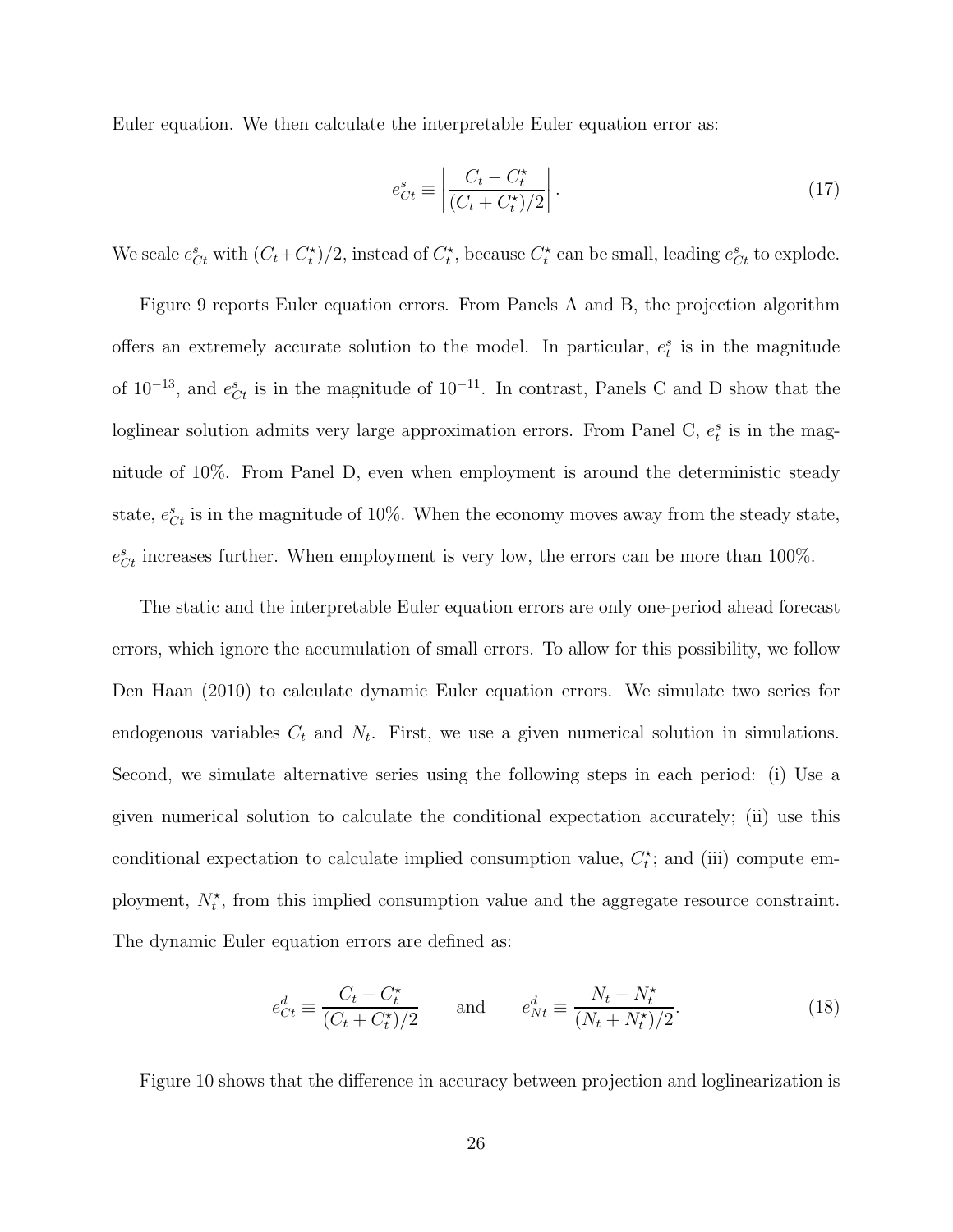Euler equation. We then calculate the interpretable Euler equation error as:

$$e^s_{Ct} \equiv \left| \frac{C_t - C^\star_t}{(C_t + C^\star_t)/2} \right|. \tag{17}$$

We scale $e^s_{Ct}$ with $(C_t + C^\star_t)/2$, instead of $C^\star_t$, because $C^\star_t$ can be small, leading $e^s_{Ct}$ to explode.

Figure 9 reports Euler equation errors. From Panels A and B, the projection algorithm offers an extremely accurate solution to the model. In particular, $e^s_t$ is in the magnitude of $10^{-13}$, and $e^s_{Ct}$ is in the magnitude of $10^{-11}$. In contrast, Panels C and D show that the loglinear solution admits very large approximation errors. From Panel C, $e^s_t$ is in the magnitude of 10%. From Panel D, even when employment is around the deterministic steady state, $e^s_{Ct}$ is in the magnitude of 10%. When the economy moves away from the steady state, $e^s_{Ct}$ increases further. When employment is very low, the errors can be more than 100%.

The static and the interpretable Euler equation errors are only one-period ahead forecast errors, which ignore the accumulation of small errors. To allow for this possibility, we follow Den Haan (2010) to calculate dynamic Euler equation errors. We simulate two series for endogenous variables $C_t$ and $N_t$. First, we use a given numerical solution in simulations. Second, we simulate alternative series using the following steps in each period: (i) Use a given numerical solution to calculate the conditional expectation accurately; (ii) use this conditional expectation to calculate implied consumption value, $C^\star_t$; and (iii) compute employment, $N^\star_t$, from this implied consumption value and the aggregate resource constraint. The dynamic Euler equation errors are defined as:

$$e^d_{Ct} \equiv \frac{C_t - C^\star_t}{(C_t + C^\star_t)/2} \qquad \text{and} \qquad e^d_{Nt} \equiv \frac{N_t - N^\star_t}{(N_t + N^\star_t)/2}. \tag{18}$$

Figure 10 shows that the difference in accuracy between projection and loglinearization is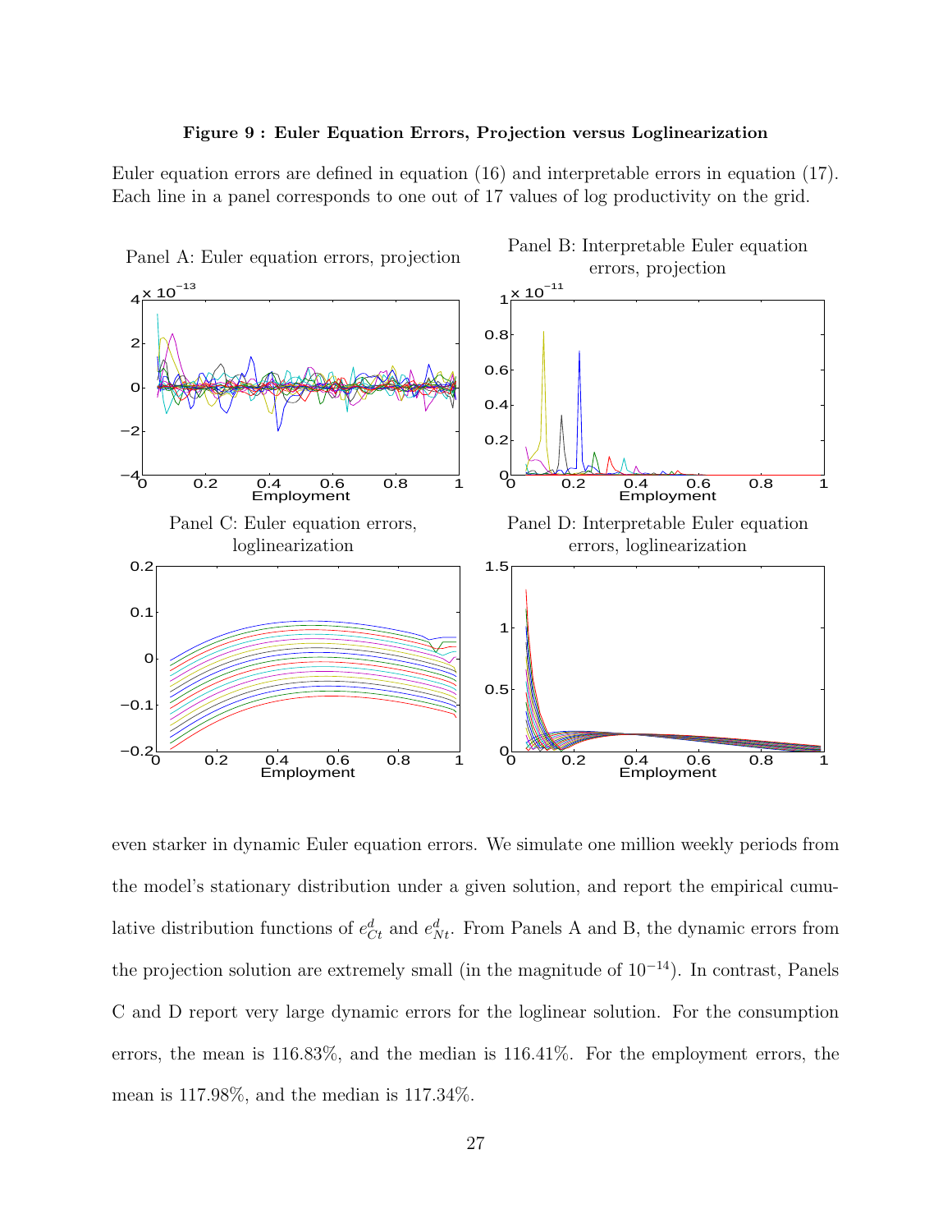**Figure 9 : Euler Equation Errors, Projection versus Loglinearization**

Euler equation errors are defined in equation (16) and interpretable errors in equation (17). Each line in a panel corresponds to one out of 17 values of log productivity on the grid.

Panel A: Euler equation errors, projection

Panel B: Interpretable Euler equation errors, projection

Panel C: Euler equation errors, loglinearization

Panel D: Interpretable Euler equation errors, loglinearization

even starker in dynamic Euler equation errors. We simulate one million weekly periods from the model's stationary distribution under a given solution, and report the empirical cumulative distribution functions of $e^d_{Ct}$ and $e^d_{Nt}$. From Panels A and B, the dynamic errors from the projection solution are extremely small (in the magnitude of $10^{-14}$). In contrast, Panels C and D report very large dynamic errors for the loglinear solution. For the consumption errors, the mean is 116.83%, and the median is 116.41%. For the employment errors, the mean is 117.98%, and the median is 117.34%.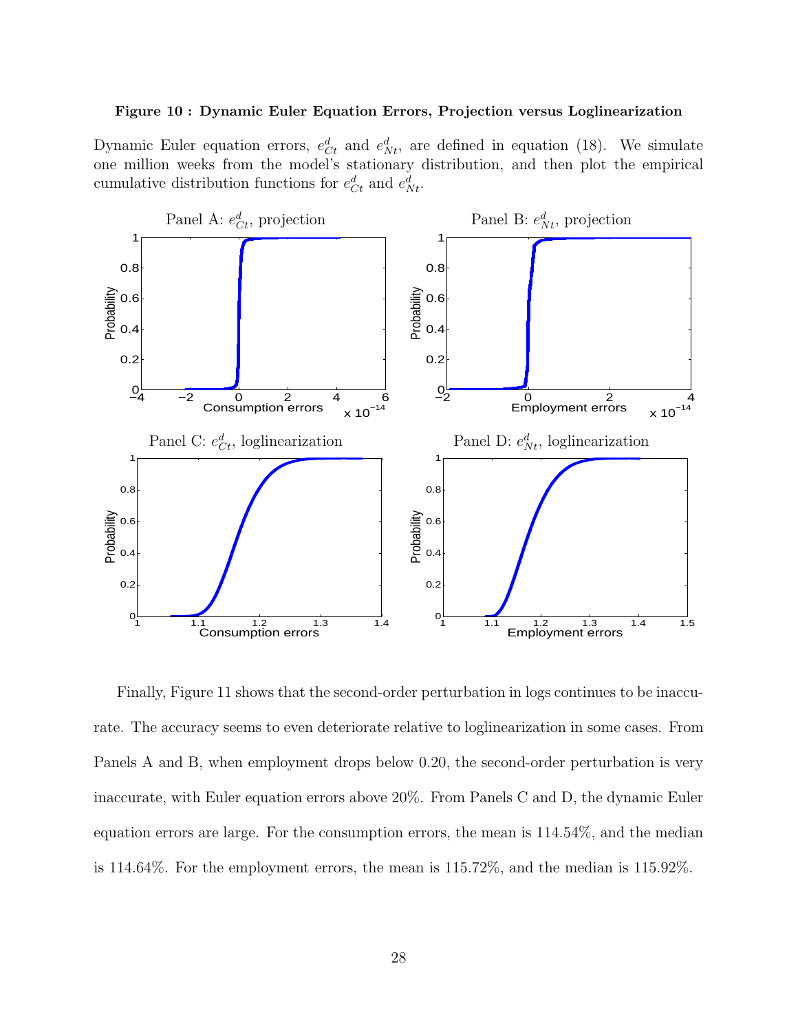**Figure 10 : Dynamic Euler Equation Errors, Projection versus Loglinearization**

Dynamic Euler equation errors, $e^d_{Ct}$ and $e^d_{Nt}$, are defined in equation (18). We simulate one million weeks from the model's stationary distribution, and then plot the empirical cumulative distribution functions for $e^d_{Ct}$ and $e^d_{Nt}$.

Panel A: $e^d_{Ct}$, projection

Panel B: $e^d_{Nt}$, projection

Panel C: $e^d_{Ct}$, loglinearization

Panel D: $e^d_{Nt}$, loglinearization

Finally, Figure 11 shows that the second-order perturbation in logs continues to be inaccurate. The accuracy seems to even deteriorate relative to loglinearization in some cases. From Panels A and B, when employment drops below 0.20, the second-order perturbation is very inaccurate, with Euler equation errors above 20%. From Panels C and D, the dynamic Euler equation errors are large. For the consumption errors, the mean is 114.54%, and the median is 114.64%. For the employment errors, the mean is 115.72%, and the median is 115.92%.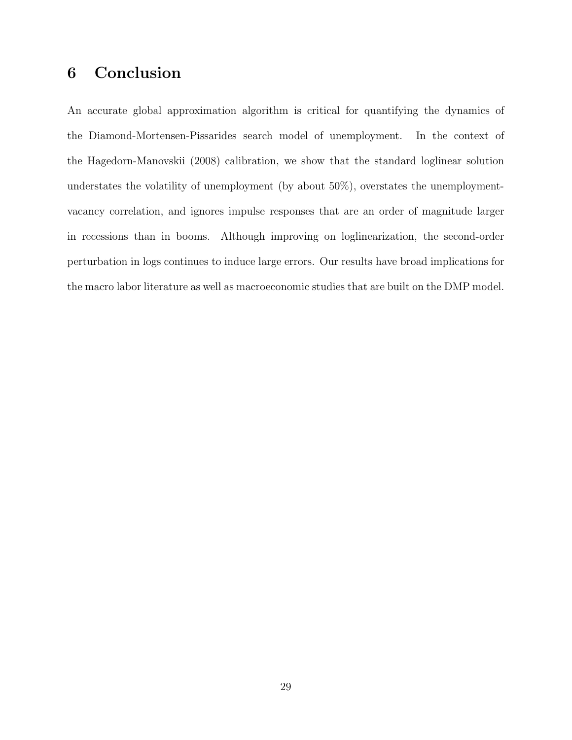# 6 Conclusion

An accurate global approximation algorithm is critical for quantifying the dynamics of the Diamond-Mortensen-Pissarides search model of unemployment. In the context of the Hagedorn-Manovskii (2008) calibration, we show that the standard loglinear solution understates the volatility of unemployment (by about 50%), overstates the unemployment-vacancy correlation, and ignores impulse responses that are an order of magnitude larger in recessions than in booms. Although improving on loglinearization, the second-order perturbation in logs continues to induce large errors. Our results have broad implications for the macro labor literature as well as macroeconomic studies that are built on the DMP model.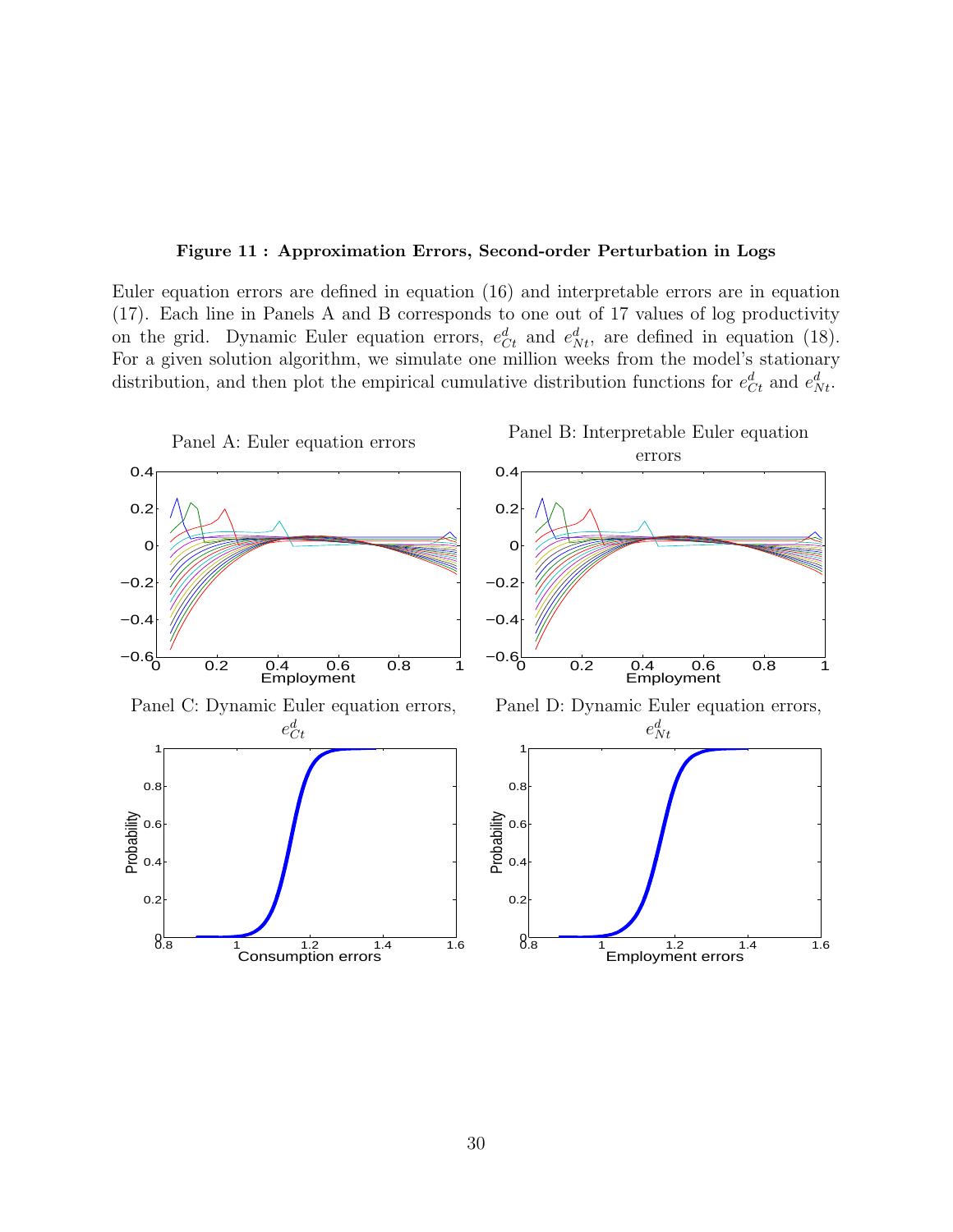**Figure 11 : Approximation Errors, Second-order Perturbation in Logs**

Euler equation errors are defined in equation (16) and interpretable errors are in equation (17). Each line in Panels A and B corresponds to one out of 17 values of log productivity on the grid. Dynamic Euler equation errors, $e^d_{Ct}$ and $e^d_{Nt}$, are defined in equation (18). For a given solution algorithm, we simulate one million weeks from the model's stationary distribution, and then plot the empirical cumulative distribution functions for $e^d_{Ct}$ and $e^d_{Nt}$.

Panel A: Euler equation errors

Panel B: Interpretable Euler equation errors

Panel C: Dynamic Euler equation errors, $e^d_{Ct}$

Panel D: Dynamic Euler equation errors, $e^d_{Nt}$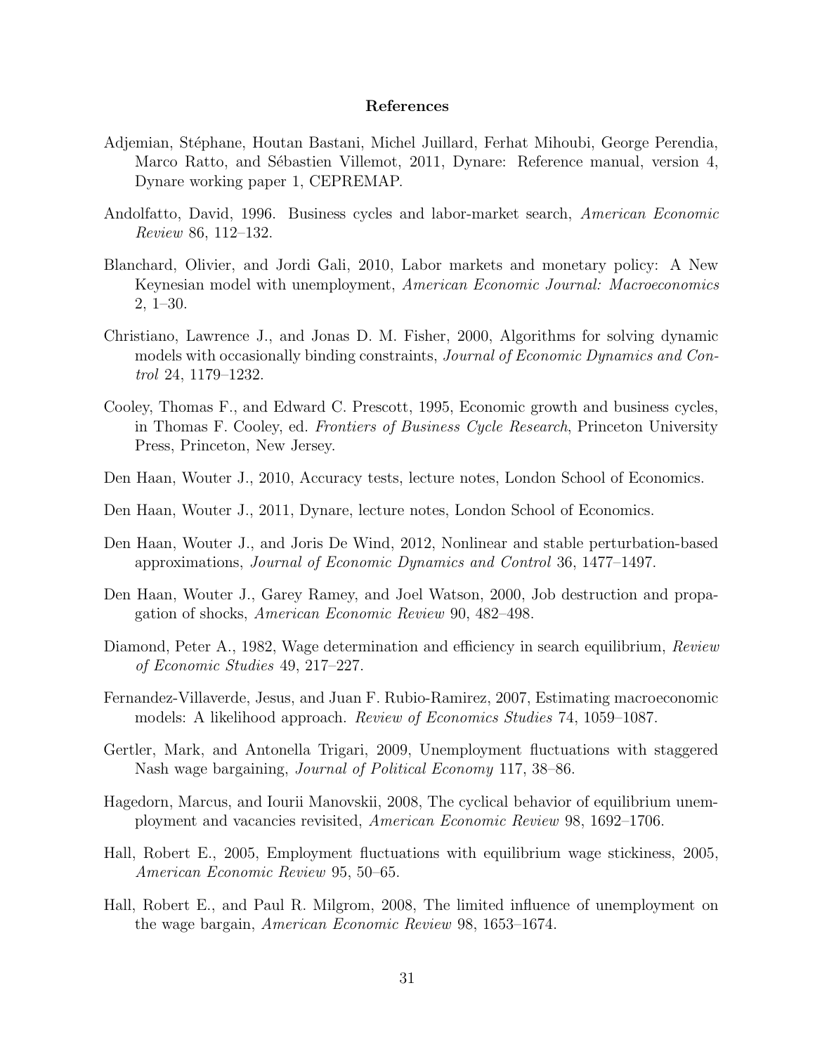## References

Adjemian, Stéphane, Houtan Bastani, Michel Juillard, Ferhat Mihoubi, George Perendia, Marco Ratto, and Sébastien Villemot, 2011, Dynare: Reference manual, version 4, Dynare working paper 1, CEPREMAP.

Andolfatto, David, 1996. Business cycles and labor-market search, *American Economic Review* 86, 112–132.

Blanchard, Olivier, and Jordi Gali, 2010, Labor markets and monetary policy: A New Keynesian model with unemployment, *American Economic Journal: Macroeconomics* 2, 1–30.

Christiano, Lawrence J., and Jonas D. M. Fisher, 2000, Algorithms for solving dynamic models with occasionally binding constraints, *Journal of Economic Dynamics and Control* 24, 1179–1232.

Cooley, Thomas F., and Edward C. Prescott, 1995, Economic growth and business cycles, in Thomas F. Cooley, ed. *Frontiers of Business Cycle Research*, Princeton University Press, Princeton, New Jersey.

Den Haan, Wouter J., 2010, Accuracy tests, lecture notes, London School of Economics.

Den Haan, Wouter J., 2011, Dynare, lecture notes, London School of Economics.

Den Haan, Wouter J., and Joris De Wind, 2012, Nonlinear and stable perturbation-based approximations, *Journal of Economic Dynamics and Control* 36, 1477–1497.

Den Haan, Wouter J., Garey Ramey, and Joel Watson, 2000, Job destruction and propagation of shocks, *American Economic Review* 90, 482–498.

Diamond, Peter A., 1982, Wage determination and efficiency in search equilibrium, *Review of Economic Studies* 49, 217–227.

Fernandez-Villaverde, Jesus, and Juan F. Rubio-Ramirez, 2007, Estimating macroeconomic models: A likelihood approach. *Review of Economics Studies* 74, 1059–1087.

Gertler, Mark, and Antonella Trigari, 2009, Unemployment fluctuations with staggered Nash wage bargaining, *Journal of Political Economy* 117, 38–86.

Hagedorn, Marcus, and Iourii Manovskii, 2008, The cyclical behavior of equilibrium unemployment and vacancies revisited, *American Economic Review* 98, 1692–1706.

Hall, Robert E., 2005, Employment fluctuations with equilibrium wage stickiness, 2005, *American Economic Review* 95, 50–65.

Hall, Robert E., and Paul R. Milgrom, 2008, The limited influence of unemployment on the wage bargain, *American Economic Review* 98, 1653–1674.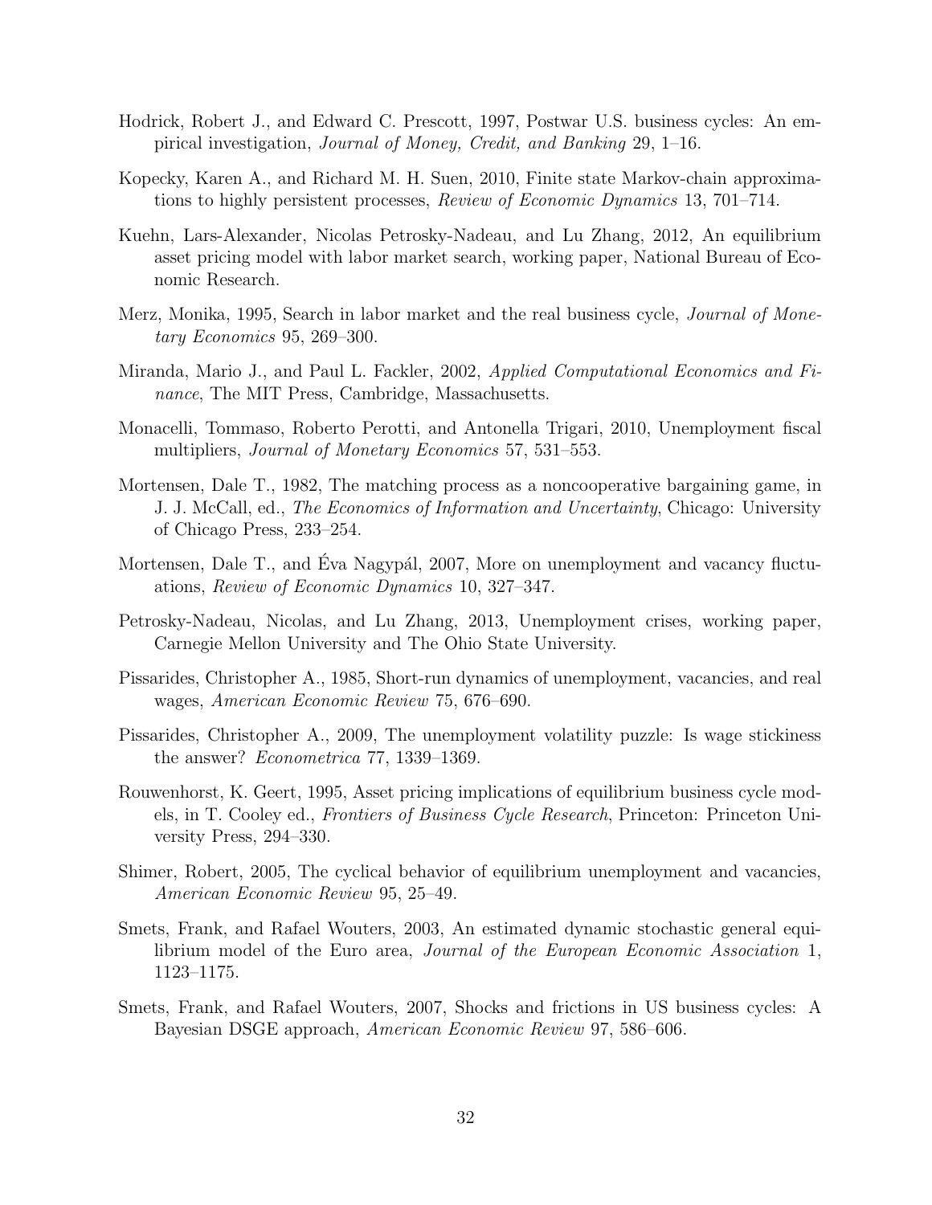Hodrick, Robert J., and Edward C. Prescott, 1997, Postwar U.S. business cycles: An empirical investigation, *Journal of Money, Credit, and Banking* 29, 1–16.

Kopecky, Karen A., and Richard M. H. Suen, 2010, Finite state Markov-chain approximations to highly persistent processes, *Review of Economic Dynamics* 13, 701–714.

Kuehn, Lars-Alexander, Nicolas Petrosky-Nadeau, and Lu Zhang, 2012, An equilibrium asset pricing model with labor market search, working paper, National Bureau of Economic Research.

Merz, Monika, 1995, Search in labor market and the real business cycle, *Journal of Monetary Economics* 95, 269–300.

Miranda, Mario J., and Paul L. Fackler, 2002, *Applied Computational Economics and Finance*, The MIT Press, Cambridge, Massachusetts.

Monacelli, Tommaso, Roberto Perotti, and Antonella Trigari, 2010, Unemployment fiscal multipliers, *Journal of Monetary Economics* 57, 531–553.

Mortensen, Dale T., 1982, The matching process as a noncooperative bargaining game, in J. J. McCall, ed., *The Economics of Information and Uncertainty*, Chicago: University of Chicago Press, 233–254.

Mortensen, Dale T., and Éva Nagypál, 2007, More on unemployment and vacancy fluctuations, *Review of Economic Dynamics* 10, 327–347.

Petrosky-Nadeau, Nicolas, and Lu Zhang, 2013, Unemployment crises, working paper, Carnegie Mellon University and The Ohio State University.

Pissarides, Christopher A., 1985, Short-run dynamics of unemployment, vacancies, and real wages, *American Economic Review* 75, 676–690.

Pissarides, Christopher A., 2009, The unemployment volatility puzzle: Is wage stickiness the answer? *Econometrica* 77, 1339–1369.

Rouwenhorst, K. Geert, 1995, Asset pricing implications of equilibrium business cycle models, in T. Cooley ed., *Frontiers of Business Cycle Research*, Princeton: Princeton University Press, 294–330.

Shimer, Robert, 2005, The cyclical behavior of equilibrium unemployment and vacancies, *American Economic Review* 95, 25–49.

Smets, Frank, and Rafael Wouters, 2003, An estimated dynamic stochastic general equilibrium model of the Euro area, *Journal of the European Economic Association* 1, 1123–1175.

Smets, Frank, and Rafael Wouters, 2007, Shocks and frictions in US business cycles: A Bayesian DSGE approach, *American Economic Review* 97, 586–606.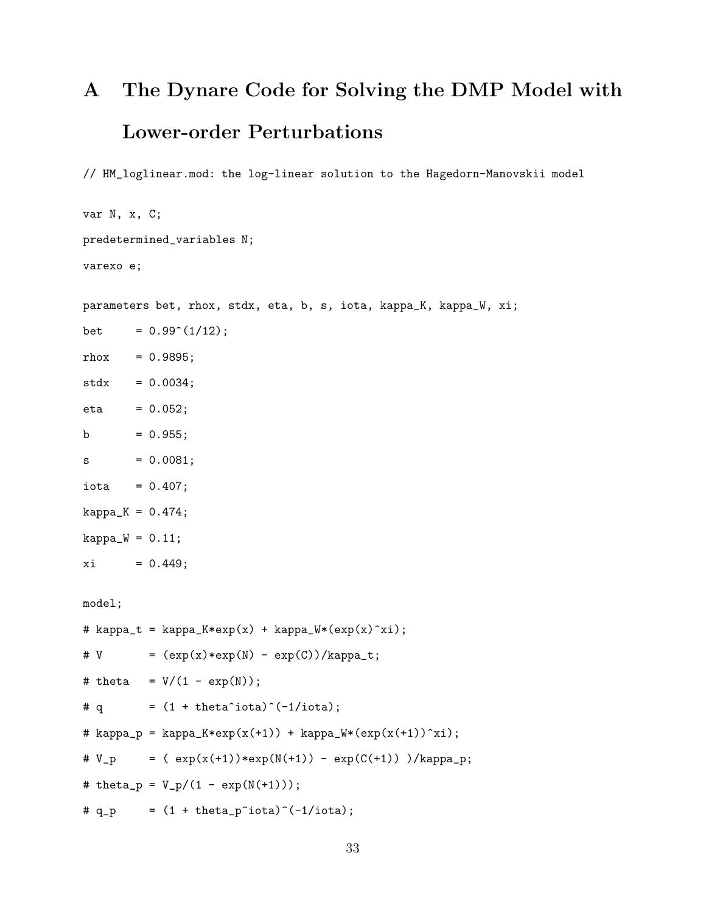# A The Dynare Code for Solving the DMP Model with Lower-order Perturbations

```
// HM_loglinear.mod: the log-linear solution to the Hagedorn-Manovskii model

var N, x, C;

predetermined_variables N;

varexo e;

parameters bet, rhox, stdx, eta, b, s, iota, kappa_K, kappa_W, xi;

bet     = 0.99^(1/12);

rhox    = 0.9895;

stdx    = 0.0034;

eta     = 0.052;

b       = 0.955;

s       = 0.0081;

iota    = 0.407;

kappa_K = 0.474;

kappa_W = 0.11;

xi      = 0.449;

model;

# kappa_t = kappa_K*exp(x) + kappa_W*(exp(x)^xi);

# V       = (exp(x)*exp(N) - exp(C))/kappa_t;

# theta   = V/(1 - exp(N));

# q       = (1 + theta^iota)^(-1/iota);

# kappa_p = kappa_K*exp(x(+1)) + kappa_W*(exp(x(+1))^xi);

# V_p     = ( exp(x(+1))*exp(N(+1)) - exp(C(+1)) )/kappa_p;

# theta_p = V_p/(1 - exp(N(+1)));

# q_p     = (1 + theta_p^iota)^(-1/iota);
```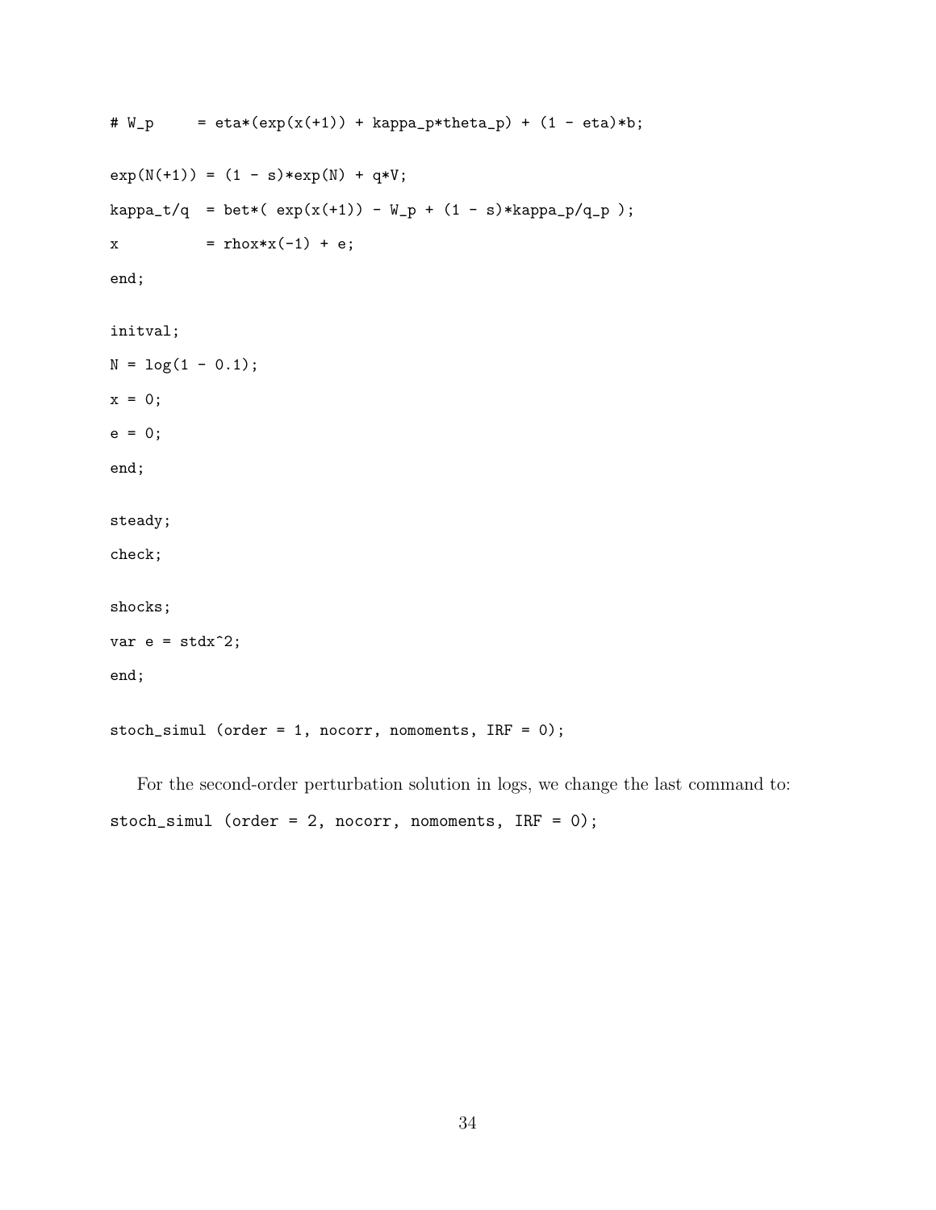```
# W_p      = eta*(exp(x(+1)) + kappa_p*theta_p) + (1 - eta)*b;

exp(N(+1)) = (1 - s)*exp(N) + q*V;

kappa_t/q  = bet*( exp(x(+1)) - W_p + (1 - s)*kappa_p/q_p );

x          = rhox*x(-1) + e;

end;

initval;

N = log(1 - 0.1);

x = 0;

e = 0;

end;

steady;

check;

shocks;

var e = stdx^2;

end;

stoch_simul (order = 1, nocorr, nomoments, IRF = 0);
```

For the second-order perturbation solution in logs, we change the last command to:

```
stoch_simul (order = 2, nocorr, nomoments, IRF = 0);
```